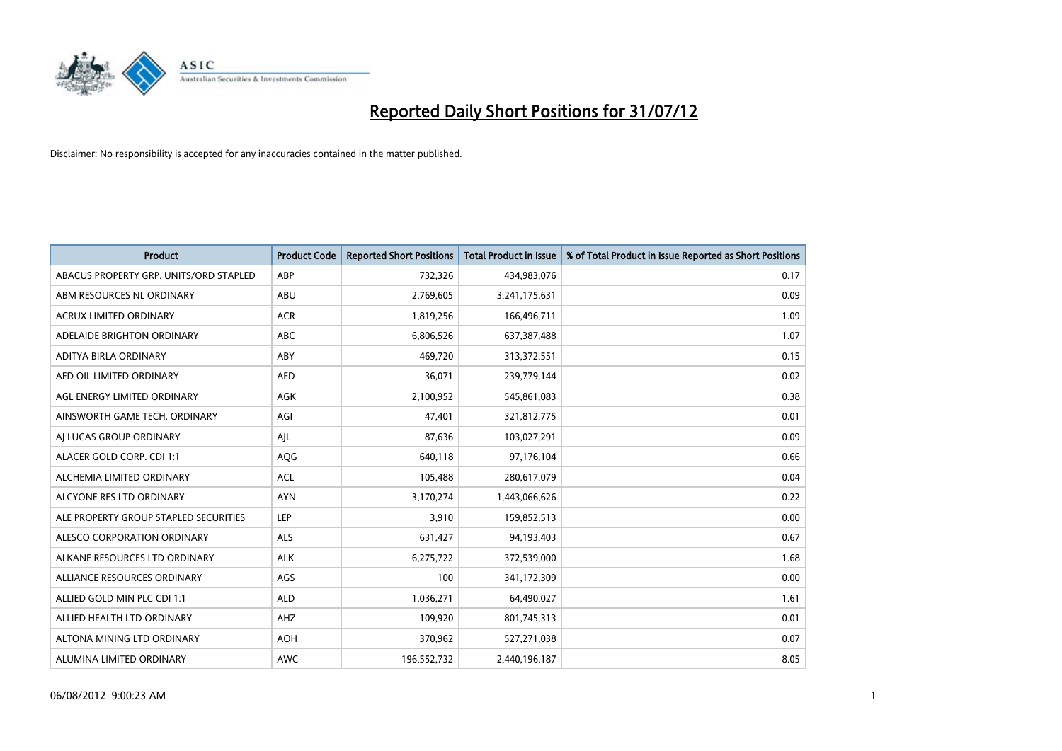# Reported Daily Short Positions for 31/07/12

Disclaimer: No responsibility is accepted for any inaccuracies contained in the matter published.

| Product | Product Code | Reported Short Positions | Total Product in Issue | % of Total Product in Issue Reported as Short Positions |
|---|---|---|---|---|
| ABACUS PROPERTY GRP. UNITS/ORD STAPLED | ABP | 732,326 | 434,983,076 | 0.17 |
| ABM RESOURCES NL ORDINARY | ABU | 2,769,605 | 3,241,175,631 | 0.09 |
| ACRUX LIMITED ORDINARY | ACR | 1,819,256 | 166,496,711 | 1.09 |
| ADELAIDE BRIGHTON ORDINARY | ABC | 6,806,526 | 637,387,488 | 1.07 |
| ADITYA BIRLA ORDINARY | ABY | 469,720 | 313,372,551 | 0.15 |
| AED OIL LIMITED ORDINARY | AED | 36,071 | 239,779,144 | 0.02 |
| AGL ENERGY LIMITED ORDINARY | AGK | 2,100,952 | 545,861,083 | 0.38 |
| AINSWORTH GAME TECH. ORDINARY | AGI | 47,401 | 321,812,775 | 0.01 |
| AJ LUCAS GROUP ORDINARY | AJL | 87,636 | 103,027,291 | 0.09 |
| ALACER GOLD CORP. CDI 1:1 | AQG | 640,118 | 97,176,104 | 0.66 |
| ALCHEMIA LIMITED ORDINARY | ACL | 105,488 | 280,617,079 | 0.04 |
| ALCYONE RES LTD ORDINARY | AYN | 3,170,274 | 1,443,066,626 | 0.22 |
| ALE PROPERTY GROUP STAPLED SECURITIES | LEP | 3,910 | 159,852,513 | 0.00 |
| ALESCO CORPORATION ORDINARY | ALS | 631,427 | 94,193,403 | 0.67 |
| ALKANE RESOURCES LTD ORDINARY | ALK | 6,275,722 | 372,539,000 | 1.68 |
| ALLIANCE RESOURCES ORDINARY | AGS | 100 | 341,172,309 | 0.00 |
| ALLIED GOLD MIN PLC CDI 1:1 | ALD | 1,036,271 | 64,490,027 | 1.61 |
| ALLIED HEALTH LTD ORDINARY | AHZ | 109,920 | 801,745,313 | 0.01 |
| ALTONA MINING LTD ORDINARY | AOH | 370,962 | 527,271,038 | 0.07 |
| ALUMINA LIMITED ORDINARY | AWC | 196,552,732 | 2,440,196,187 | 8.05 |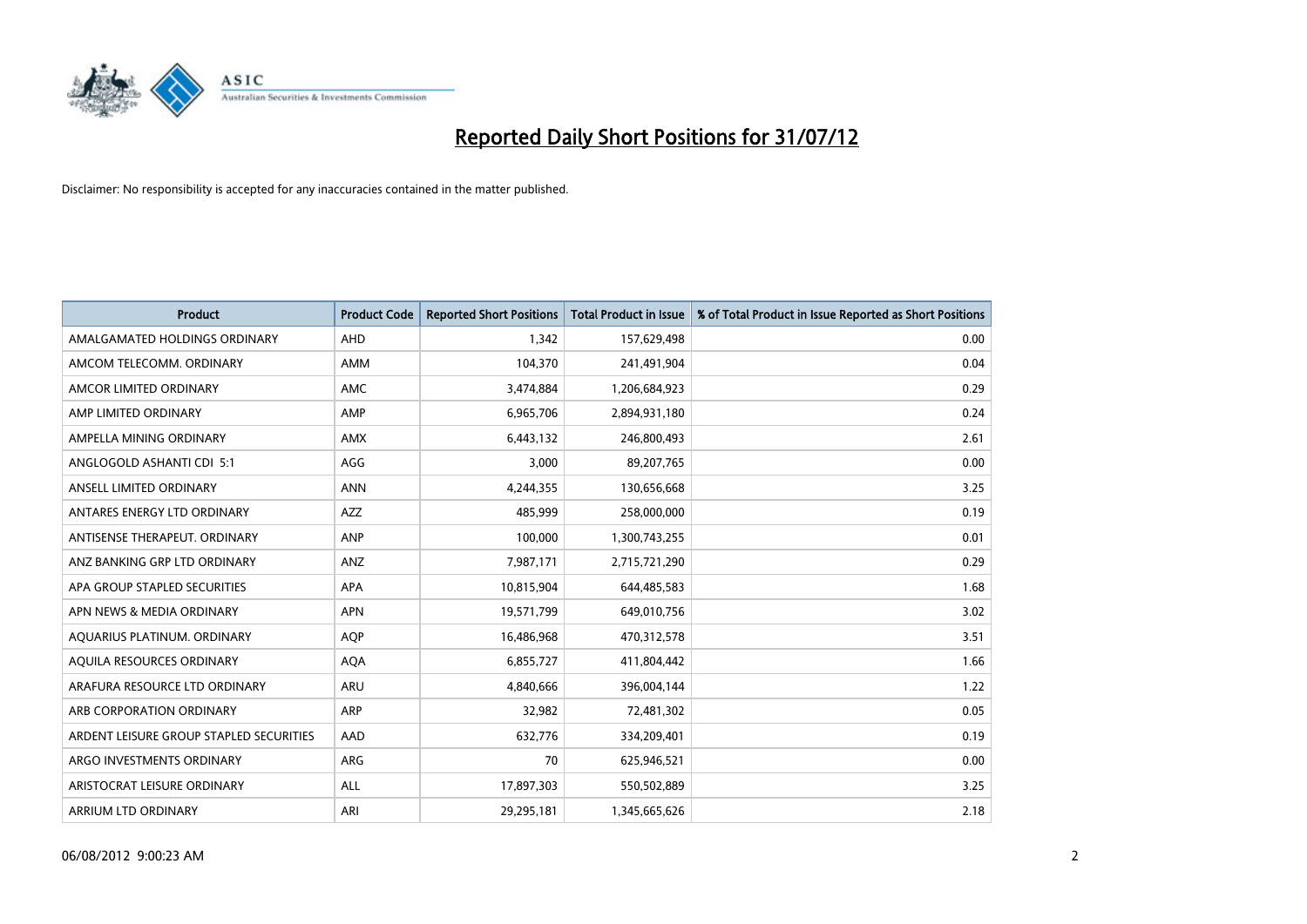# Reported Daily Short Positions for 31/07/12

Disclaimer: No responsibility is accepted for any inaccuracies contained in the matter published.

| Product | Product Code | Reported Short Positions | Total Product in Issue | % of Total Product in Issue Reported as Short Positions |
|---|---|---|---|---|
| AMALGAMATED HOLDINGS ORDINARY | AHD | 1,342 | 157,629,498 | 0.00 |
| AMCOM TELECOMM. ORDINARY | AMM | 104,370 | 241,491,904 | 0.04 |
| AMCOR LIMITED ORDINARY | AMC | 3,474,884 | 1,206,684,923 | 0.29 |
| AMP LIMITED ORDINARY | AMP | 6,965,706 | 2,894,931,180 | 0.24 |
| AMPELLA MINING ORDINARY | AMX | 6,443,132 | 246,800,493 | 2.61 |
| ANGLOGOLD ASHANTI CDI 5:1 | AGG | 3,000 | 89,207,765 | 0.00 |
| ANSELL LIMITED ORDINARY | ANN | 4,244,355 | 130,656,668 | 3.25 |
| ANTARES ENERGY LTD ORDINARY | AZZ | 485,999 | 258,000,000 | 0.19 |
| ANTISENSE THERAPEUT. ORDINARY | ANP | 100,000 | 1,300,743,255 | 0.01 |
| ANZ BANKING GRP LTD ORDINARY | ANZ | 7,987,171 | 2,715,721,290 | 0.29 |
| APA GROUP STAPLED SECURITIES | APA | 10,815,904 | 644,485,583 | 1.68 |
| APN NEWS & MEDIA ORDINARY | APN | 19,571,799 | 649,010,756 | 3.02 |
| AQUARIUS PLATINUM. ORDINARY | AQP | 16,486,968 | 470,312,578 | 3.51 |
| AQUILA RESOURCES ORDINARY | AQA | 6,855,727 | 411,804,442 | 1.66 |
| ARAFURA RESOURCE LTD ORDINARY | ARU | 4,840,666 | 396,004,144 | 1.22 |
| ARB CORPORATION ORDINARY | ARP | 32,982 | 72,481,302 | 0.05 |
| ARDENT LEISURE GROUP STAPLED SECURITIES | AAD | 632,776 | 334,209,401 | 0.19 |
| ARGO INVESTMENTS ORDINARY | ARG | 70 | 625,946,521 | 0.00 |
| ARISTOCRAT LEISURE ORDINARY | ALL | 17,897,303 | 550,502,889 | 3.25 |
| ARRIUM LTD ORDINARY | ARI | 29,295,181 | 1,345,665,626 | 2.18 |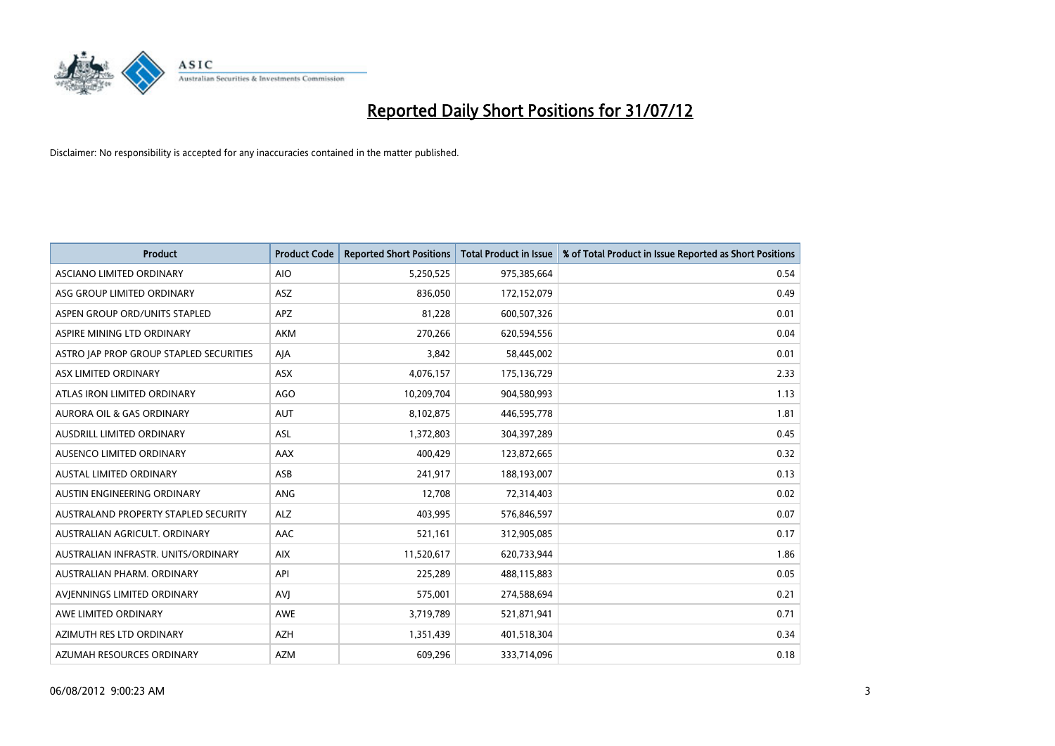# Reported Daily Short Positions for 31/07/12

Disclaimer: No responsibility is accepted for any inaccuracies contained in the matter published.

| Product | Product Code | Reported Short Positions | Total Product in Issue | % of Total Product in Issue Reported as Short Positions |
|---|---|---|---|---|
| ASCIANO LIMITED ORDINARY | AIO | 5,250,525 | 975,385,664 | 0.54 |
| ASG GROUP LIMITED ORDINARY | ASZ | 836,050 | 172,152,079 | 0.49 |
| ASPEN GROUP ORD/UNITS STAPLED | APZ | 81,228 | 600,507,326 | 0.01 |
| ASPIRE MINING LTD ORDINARY | AKM | 270,266 | 620,594,556 | 0.04 |
| ASTRO JAP PROP GROUP STAPLED SECURITIES | AJA | 3,842 | 58,445,002 | 0.01 |
| ASX LIMITED ORDINARY | ASX | 4,076,157 | 175,136,729 | 2.33 |
| ATLAS IRON LIMITED ORDINARY | AGO | 10,209,704 | 904,580,993 | 1.13 |
| AURORA OIL & GAS ORDINARY | AUT | 8,102,875 | 446,595,778 | 1.81 |
| AUSDRILL LIMITED ORDINARY | ASL | 1,372,803 | 304,397,289 | 0.45 |
| AUSENCO LIMITED ORDINARY | AAX | 400,429 | 123,872,665 | 0.32 |
| AUSTAL LIMITED ORDINARY | ASB | 241,917 | 188,193,007 | 0.13 |
| AUSTIN ENGINEERING ORDINARY | ANG | 12,708 | 72,314,403 | 0.02 |
| AUSTRALAND PROPERTY STAPLED SECURITY | ALZ | 403,995 | 576,846,597 | 0.07 |
| AUSTRALIAN AGRICULT. ORDINARY | AAC | 521,161 | 312,905,085 | 0.17 |
| AUSTRALIAN INFRASTR. UNITS/ORDINARY | AIX | 11,520,617 | 620,733,944 | 1.86 |
| AUSTRALIAN PHARM. ORDINARY | API | 225,289 | 488,115,883 | 0.05 |
| AVJENNINGS LIMITED ORDINARY | AVJ | 575,001 | 274,588,694 | 0.21 |
| AWE LIMITED ORDINARY | AWE | 3,719,789 | 521,871,941 | 0.71 |
| AZIMUTH RES LTD ORDINARY | AZH | 1,351,439 | 401,518,304 | 0.34 |
| AZUMAH RESOURCES ORDINARY | AZM | 609,296 | 333,714,096 | 0.18 |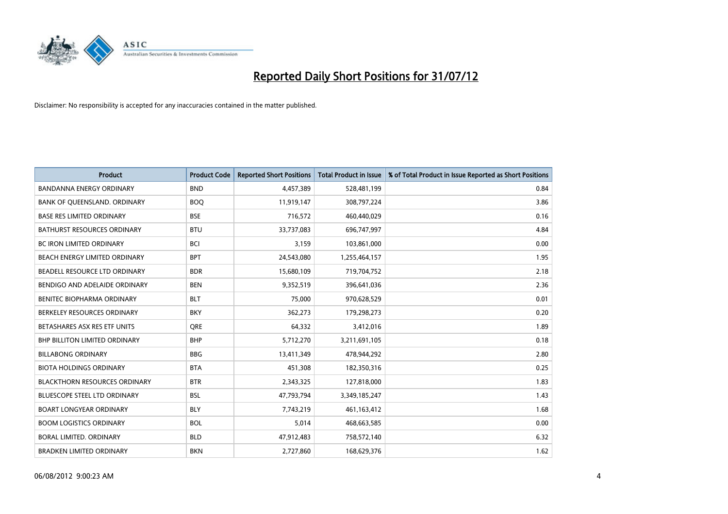# Reported Daily Short Positions for 31/07/12

Disclaimer: No responsibility is accepted for any inaccuracies contained in the matter published.

| Product | Product Code | Reported Short Positions | Total Product in Issue | % of Total Product in Issue Reported as Short Positions |
|---|---|---|---|---|
| BANDANNA ENERGY ORDINARY | BND | 4,457,389 | 528,481,199 | 0.84 |
| BANK OF QUEENSLAND. ORDINARY | BOQ | 11,919,147 | 308,797,224 | 3.86 |
| BASE RES LIMITED ORDINARY | BSE | 716,572 | 460,440,029 | 0.16 |
| BATHURST RESOURCES ORDINARY | BTU | 33,737,083 | 696,747,997 | 4.84 |
| BC IRON LIMITED ORDINARY | BCI | 3,159 | 103,861,000 | 0.00 |
| BEACH ENERGY LIMITED ORDINARY | BPT | 24,543,080 | 1,255,464,157 | 1.95 |
| BEADELL RESOURCE LTD ORDINARY | BDR | 15,680,109 | 719,704,752 | 2.18 |
| BENDIGO AND ADELAIDE ORDINARY | BEN | 9,352,519 | 396,641,036 | 2.36 |
| BENITEC BIOPHARMA ORDINARY | BLT | 75,000 | 970,628,529 | 0.01 |
| BERKELEY RESOURCES ORDINARY | BKY | 362,273 | 179,298,273 | 0.20 |
| BETASHARES ASX RES ETF UNITS | QRE | 64,332 | 3,412,016 | 1.89 |
| BHP BILLITON LIMITED ORDINARY | BHP | 5,712,270 | 3,211,691,105 | 0.18 |
| BILLABONG ORDINARY | BBG | 13,411,349 | 478,944,292 | 2.80 |
| BIOTA HOLDINGS ORDINARY | BTA | 451,308 | 182,350,316 | 0.25 |
| BLACKTHORN RESOURCES ORDINARY | BTR | 2,343,325 | 127,818,000 | 1.83 |
| BLUESCOPE STEEL LTD ORDINARY | BSL | 47,793,794 | 3,349,185,247 | 1.43 |
| BOART LONGYEAR ORDINARY | BLY | 7,743,219 | 461,163,412 | 1.68 |
| BOOM LOGISTICS ORDINARY | BOL | 5,014 | 468,663,585 | 0.00 |
| BORAL LIMITED. ORDINARY | BLD | 47,912,483 | 758,572,140 | 6.32 |
| BRADKEN LIMITED ORDINARY | BKN | 2,727,860 | 168,629,376 | 1.62 |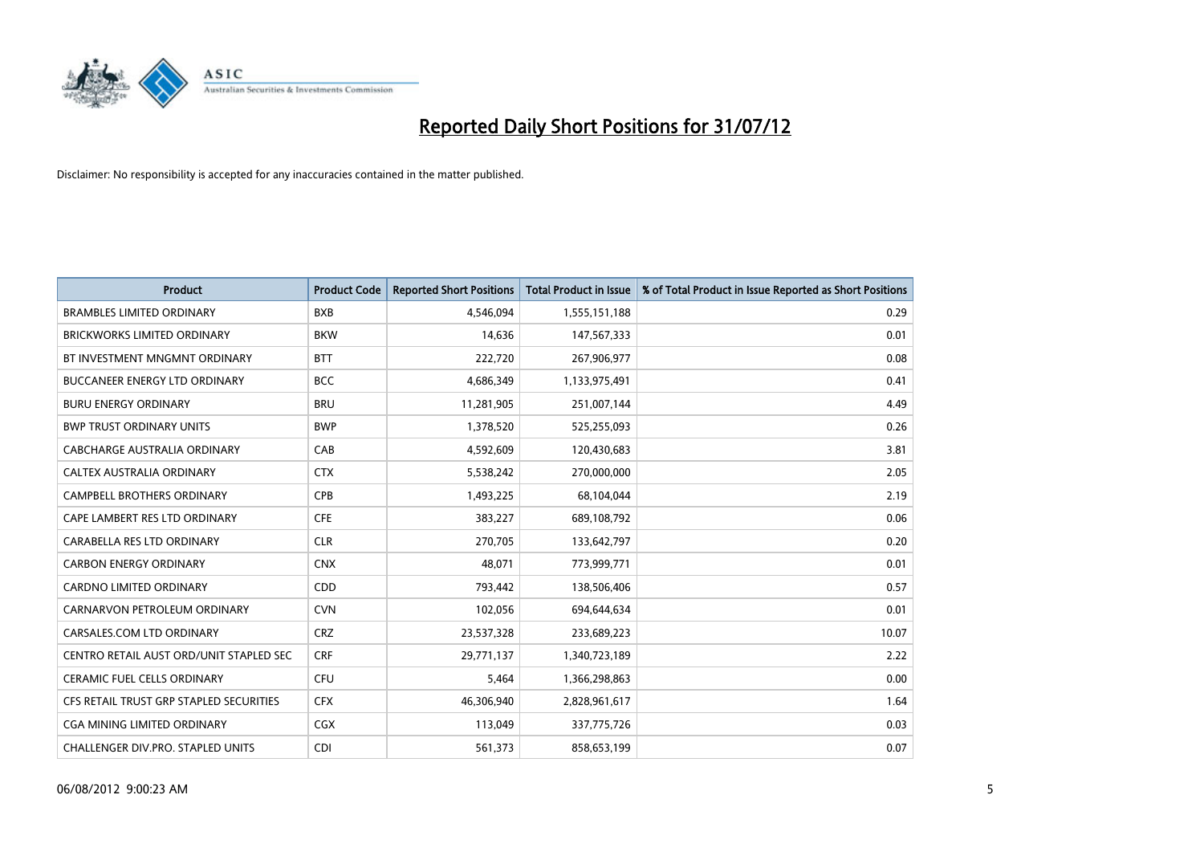# Reported Daily Short Positions for 31/07/12

Disclaimer: No responsibility is accepted for any inaccuracies contained in the matter published.

| Product | Product Code | Reported Short Positions | Total Product in Issue | % of Total Product in Issue Reported as Short Positions |
|---|---|---|---|---|
| BRAMBLES LIMITED ORDINARY | BXB | 4,546,094 | 1,555,151,188 | 0.29 |
| BRICKWORKS LIMITED ORDINARY | BKW | 14,636 | 147,567,333 | 0.01 |
| BT INVESTMENT MNGMNT ORDINARY | BTT | 222,720 | 267,906,977 | 0.08 |
| BUCCANEER ENERGY LTD ORDINARY | BCC | 4,686,349 | 1,133,975,491 | 0.41 |
| BURU ENERGY ORDINARY | BRU | 11,281,905 | 251,007,144 | 4.49 |
| BWP TRUST ORDINARY UNITS | BWP | 1,378,520 | 525,255,093 | 0.26 |
| CABCHARGE AUSTRALIA ORDINARY | CAB | 4,592,609 | 120,430,683 | 3.81 |
| CALTEX AUSTRALIA ORDINARY | CTX | 5,538,242 | 270,000,000 | 2.05 |
| CAMPBELL BROTHERS ORDINARY | CPB | 1,493,225 | 68,104,044 | 2.19 |
| CAPE LAMBERT RES LTD ORDINARY | CFE | 383,227 | 689,108,792 | 0.06 |
| CARABELLA RES LTD ORDINARY | CLR | 270,705 | 133,642,797 | 0.20 |
| CARBON ENERGY ORDINARY | CNX | 48,071 | 773,999,771 | 0.01 |
| CARDNO LIMITED ORDINARY | CDD | 793,442 | 138,506,406 | 0.57 |
| CARNARVON PETROLEUM ORDINARY | CVN | 102,056 | 694,644,634 | 0.01 |
| CARSALES.COM LTD ORDINARY | CRZ | 23,537,328 | 233,689,223 | 10.07 |
| CENTRO RETAIL AUST ORD/UNIT STAPLED SEC | CRF | 29,771,137 | 1,340,723,189 | 2.22 |
| CERAMIC FUEL CELLS ORDINARY | CFU | 5,464 | 1,366,298,863 | 0.00 |
| CFS RETAIL TRUST GRP STAPLED SECURITIES | CFX | 46,306,940 | 2,828,961,617 | 1.64 |
| CGA MINING LIMITED ORDINARY | CGX | 113,049 | 337,775,726 | 0.03 |
| CHALLENGER DIV.PRO. STAPLED UNITS | CDI | 561,373 | 858,653,199 | 0.07 |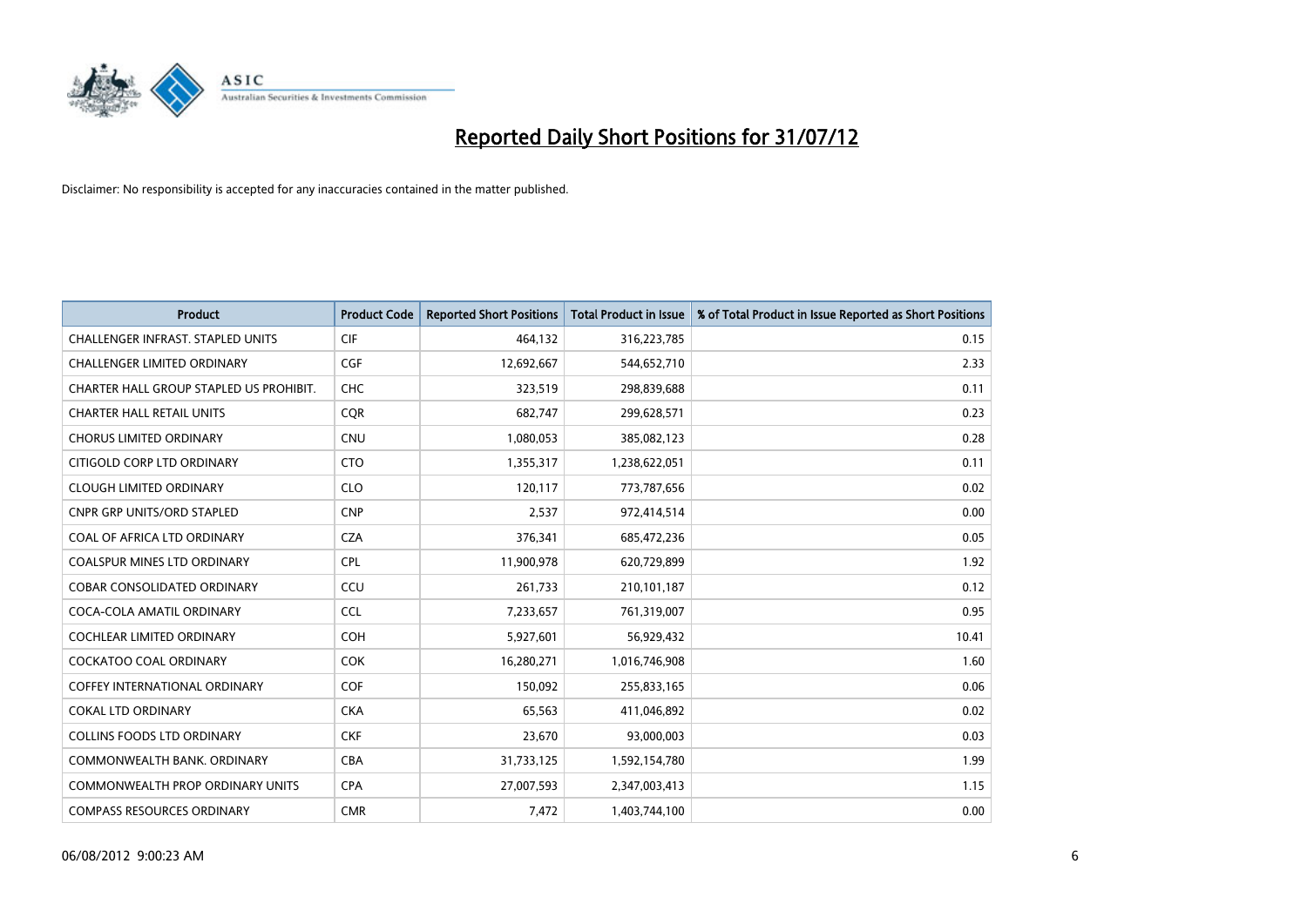# Reported Daily Short Positions for 31/07/12

Disclaimer: No responsibility is accepted for any inaccuracies contained in the matter published.

| Product | Product Code | Reported Short Positions | Total Product in Issue | % of Total Product in Issue Reported as Short Positions |
|---|---|---|---|---|
| CHALLENGER INFRAST. STAPLED UNITS | CIF | 464,132 | 316,223,785 | 0.15 |
| CHALLENGER LIMITED ORDINARY | CGF | 12,692,667 | 544,652,710 | 2.33 |
| CHARTER HALL GROUP STAPLED US PROHIBIT. | CHC | 323,519 | 298,839,688 | 0.11 |
| CHARTER HALL RETAIL UNITS | CQR | 682,747 | 299,628,571 | 0.23 |
| CHORUS LIMITED ORDINARY | CNU | 1,080,053 | 385,082,123 | 0.28 |
| CITIGOLD CORP LTD ORDINARY | CTO | 1,355,317 | 1,238,622,051 | 0.11 |
| CLOUGH LIMITED ORDINARY | CLO | 120,117 | 773,787,656 | 0.02 |
| CNPR GRP UNITS/ORD STAPLED | CNP | 2,537 | 972,414,514 | 0.00 |
| COAL OF AFRICA LTD ORDINARY | CZA | 376,341 | 685,472,236 | 0.05 |
| COALSPUR MINES LTD ORDINARY | CPL | 11,900,978 | 620,729,899 | 1.92 |
| COBAR CONSOLIDATED ORDINARY | CCU | 261,733 | 210,101,187 | 0.12 |
| COCA-COLA AMATIL ORDINARY | CCL | 7,233,657 | 761,319,007 | 0.95 |
| COCHLEAR LIMITED ORDINARY | COH | 5,927,601 | 56,929,432 | 10.41 |
| COCKATOO COAL ORDINARY | COK | 16,280,271 | 1,016,746,908 | 1.60 |
| COFFEY INTERNATIONAL ORDINARY | COF | 150,092 | 255,833,165 | 0.06 |
| COKAL LTD ORDINARY | CKA | 65,563 | 411,046,892 | 0.02 |
| COLLINS FOODS LTD ORDINARY | CKF | 23,670 | 93,000,003 | 0.03 |
| COMMONWEALTH BANK. ORDINARY | CBA | 31,733,125 | 1,592,154,780 | 1.99 |
| COMMONWEALTH PROP ORDINARY UNITS | CPA | 27,007,593 | 2,347,003,413 | 1.15 |
| COMPASS RESOURCES ORDINARY | CMR | 7,472 | 1,403,744,100 | 0.00 |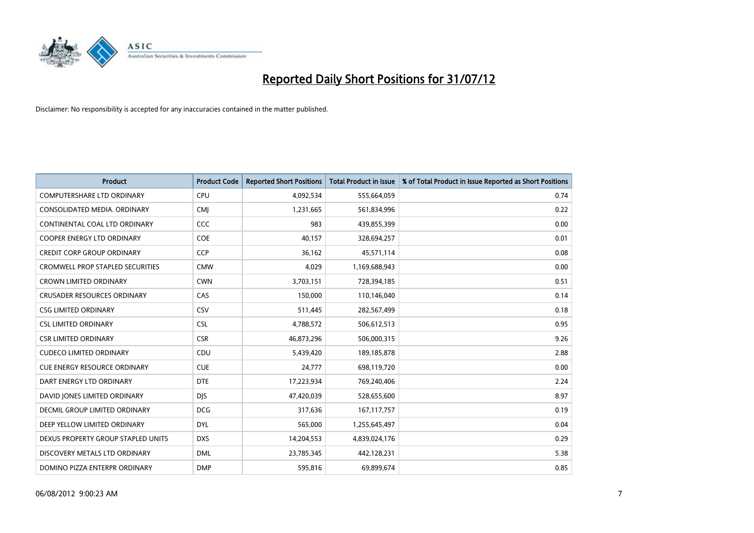# Reported Daily Short Positions for 31/07/12

Disclaimer: No responsibility is accepted for any inaccuracies contained in the matter published.

| Product | Product Code | Reported Short Positions | Total Product in Issue | % of Total Product in Issue Reported as Short Positions |
|---|---|---|---|---|
| COMPUTERSHARE LTD ORDINARY | CPU | 4,092,534 | 555,664,059 | 0.74 |
| CONSOLIDATED MEDIA. ORDINARY | CMJ | 1,231,665 | 561,834,996 | 0.22 |
| CONTINENTAL COAL LTD ORDINARY | CCC | 983 | 439,855,399 | 0.00 |
| COOPER ENERGY LTD ORDINARY | COE | 40,157 | 328,694,257 | 0.01 |
| CREDIT CORP GROUP ORDINARY | CCP | 36,162 | 45,571,114 | 0.08 |
| CROMWELL PROP STAPLED SECURITIES | CMW | 4,029 | 1,169,688,943 | 0.00 |
| CROWN LIMITED ORDINARY | CWN | 3,703,151 | 728,394,185 | 0.51 |
| CRUSADER RESOURCES ORDINARY | CAS | 150,000 | 110,146,040 | 0.14 |
| CSG LIMITED ORDINARY | CSV | 511,445 | 282,567,499 | 0.18 |
| CSL LIMITED ORDINARY | CSL | 4,788,572 | 506,612,513 | 0.95 |
| CSR LIMITED ORDINARY | CSR | 46,873,296 | 506,000,315 | 9.26 |
| CUDECO LIMITED ORDINARY | CDU | 5,439,420 | 189,185,878 | 2.88 |
| CUE ENERGY RESOURCE ORDINARY | CUE | 24,777 | 698,119,720 | 0.00 |
| DART ENERGY LTD ORDINARY | DTE | 17,223,934 | 769,240,406 | 2.24 |
| DAVID JONES LIMITED ORDINARY | DJS | 47,420,039 | 528,655,600 | 8.97 |
| DECMIL GROUP LIMITED ORDINARY | DCG | 317,636 | 167,117,757 | 0.19 |
| DEEP YELLOW LIMITED ORDINARY | DYL | 565,000 | 1,255,645,497 | 0.04 |
| DEXUS PROPERTY GROUP STAPLED UNITS | DXS | 14,204,553 | 4,839,024,176 | 0.29 |
| DISCOVERY METALS LTD ORDINARY | DML | 23,785,345 | 442,128,231 | 5.38 |
| DOMINO PIZZA ENTERPR ORDINARY | DMP | 595,816 | 69,899,674 | 0.85 |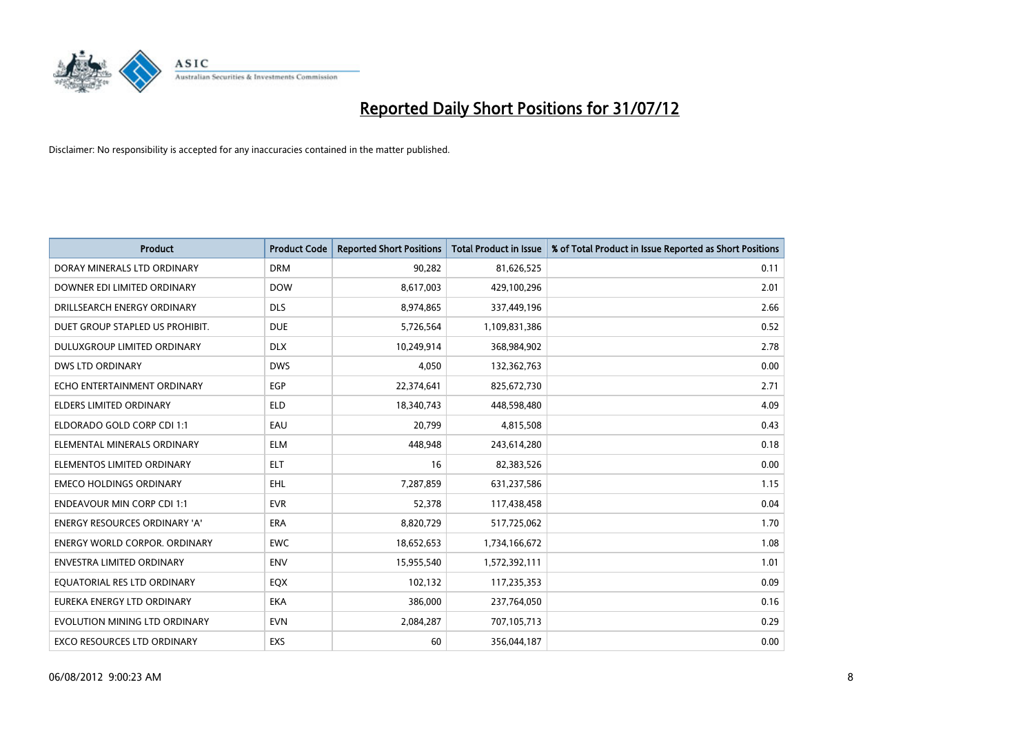# Reported Daily Short Positions for 31/07/12

Disclaimer: No responsibility is accepted for any inaccuracies contained in the matter published.

| Product | Product Code | Reported Short Positions | Total Product in Issue | % of Total Product in Issue Reported as Short Positions |
|---|---|---|---|---|
| DORAY MINERALS LTD ORDINARY | DRM | 90,282 | 81,626,525 | 0.11 |
| DOWNER EDI LIMITED ORDINARY | DOW | 8,617,003 | 429,100,296 | 2.01 |
| DRILLSEARCH ENERGY ORDINARY | DLS | 8,974,865 | 337,449,196 | 2.66 |
| DUET GROUP STAPLED US PROHIBIT. | DUE | 5,726,564 | 1,109,831,386 | 0.52 |
| DULUXGROUP LIMITED ORDINARY | DLX | 10,249,914 | 368,984,902 | 2.78 |
| DWS LTD ORDINARY | DWS | 4,050 | 132,362,763 | 0.00 |
| ECHO ENTERTAINMENT ORDINARY | EGP | 22,374,641 | 825,672,730 | 2.71 |
| ELDERS LIMITED ORDINARY | ELD | 18,340,743 | 448,598,480 | 4.09 |
| ELDORADO GOLD CORP CDI 1:1 | EAU | 20,799 | 4,815,508 | 0.43 |
| ELEMENTAL MINERALS ORDINARY | ELM | 448,948 | 243,614,280 | 0.18 |
| ELEMENTOS LIMITED ORDINARY | ELT | 16 | 82,383,526 | 0.00 |
| EMECO HOLDINGS ORDINARY | EHL | 7,287,859 | 631,237,586 | 1.15 |
| ENDEAVOUR MIN CORP CDI 1:1 | EVR | 52,378 | 117,438,458 | 0.04 |
| ENERGY RESOURCES ORDINARY 'A' | ERA | 8,820,729 | 517,725,062 | 1.70 |
| ENERGY WORLD CORPOR. ORDINARY | EWC | 18,652,653 | 1,734,166,672 | 1.08 |
| ENVESTRA LIMITED ORDINARY | ENV | 15,955,540 | 1,572,392,111 | 1.01 |
| EQUATORIAL RES LTD ORDINARY | EQX | 102,132 | 117,235,353 | 0.09 |
| EUREKA ENERGY LTD ORDINARY | EKA | 386,000 | 237,764,050 | 0.16 |
| EVOLUTION MINING LTD ORDINARY | EVN | 2,084,287 | 707,105,713 | 0.29 |
| EXCO RESOURCES LTD ORDINARY | EXS | 60 | 356,044,187 | 0.00 |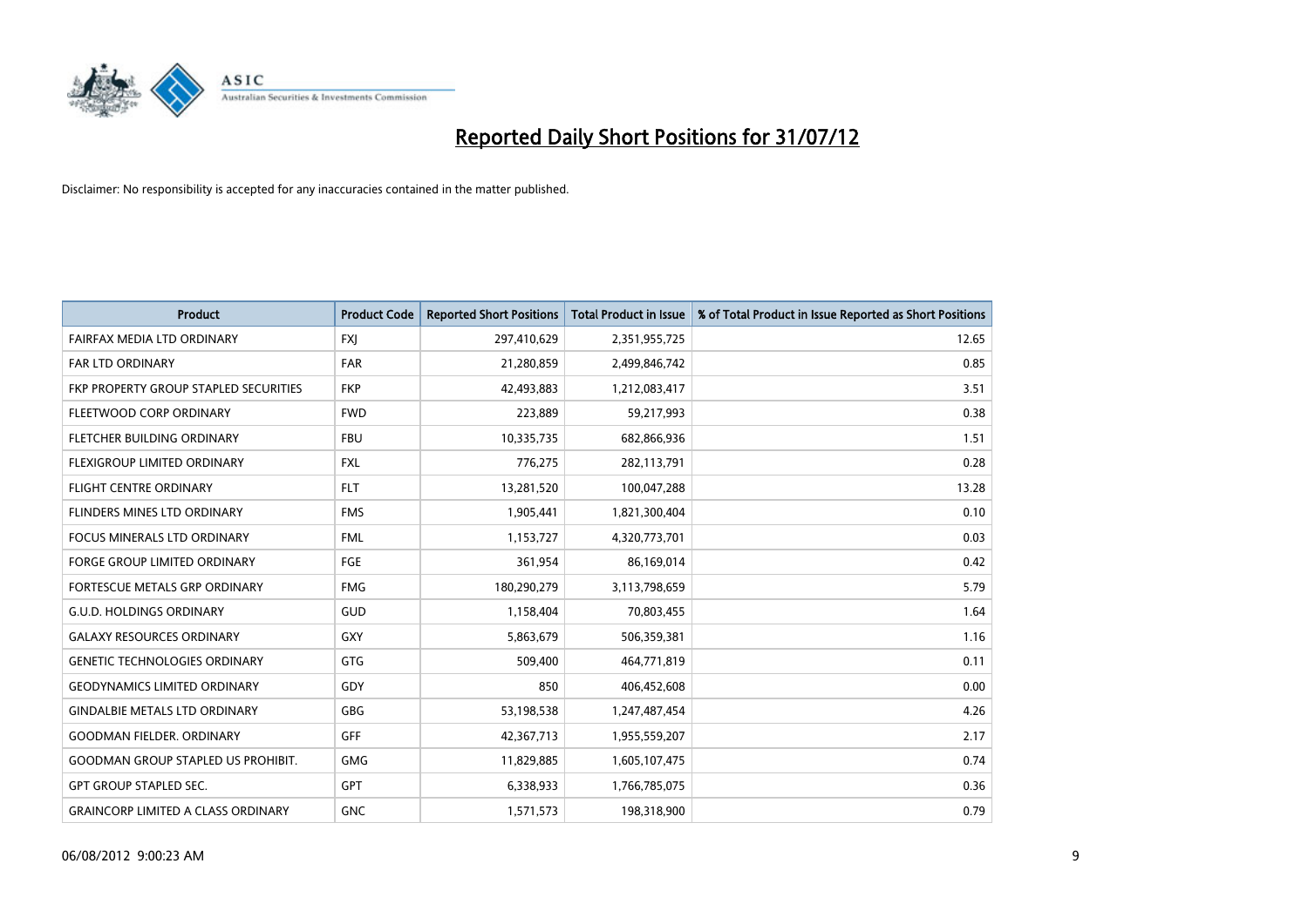# Reported Daily Short Positions for 31/07/12

Disclaimer: No responsibility is accepted for any inaccuracies contained in the matter published.

| Product | Product Code | Reported Short Positions | Total Product in Issue | % of Total Product in Issue Reported as Short Positions |
|---|---|---|---|---|
| FAIRFAX MEDIA LTD ORDINARY | FXJ | 297,410,629 | 2,351,955,725 | 12.65 |
| FAR LTD ORDINARY | FAR | 21,280,859 | 2,499,846,742 | 0.85 |
| FKP PROPERTY GROUP STAPLED SECURITIES | FKP | 42,493,883 | 1,212,083,417 | 3.51 |
| FLEETWOOD CORP ORDINARY | FWD | 223,889 | 59,217,993 | 0.38 |
| FLETCHER BUILDING ORDINARY | FBU | 10,335,735 | 682,866,936 | 1.51 |
| FLEXIGROUP LIMITED ORDINARY | FXL | 776,275 | 282,113,791 | 0.28 |
| FLIGHT CENTRE ORDINARY | FLT | 13,281,520 | 100,047,288 | 13.28 |
| FLINDERS MINES LTD ORDINARY | FMS | 1,905,441 | 1,821,300,404 | 0.10 |
| FOCUS MINERALS LTD ORDINARY | FML | 1,153,727 | 4,320,773,701 | 0.03 |
| FORGE GROUP LIMITED ORDINARY | FGE | 361,954 | 86,169,014 | 0.42 |
| FORTESCUE METALS GRP ORDINARY | FMG | 180,290,279 | 3,113,798,659 | 5.79 |
| G.U.D. HOLDINGS ORDINARY | GUD | 1,158,404 | 70,803,455 | 1.64 |
| GALAXY RESOURCES ORDINARY | GXY | 5,863,679 | 506,359,381 | 1.16 |
| GENETIC TECHNOLOGIES ORDINARY | GTG | 509,400 | 464,771,819 | 0.11 |
| GEODYNAMICS LIMITED ORDINARY | GDY | 850 | 406,452,608 | 0.00 |
| GINDALBIE METALS LTD ORDINARY | GBG | 53,198,538 | 1,247,487,454 | 4.26 |
| GOODMAN FIELDER. ORDINARY | GFF | 42,367,713 | 1,955,559,207 | 2.17 |
| GOODMAN GROUP STAPLED US PROHIBIT. | GMG | 11,829,885 | 1,605,107,475 | 0.74 |
| GPT GROUP STAPLED SEC. | GPT | 6,338,933 | 1,766,785,075 | 0.36 |
| GRAINCORP LIMITED A CLASS ORDINARY | GNC | 1,571,573 | 198,318,900 | 0.79 |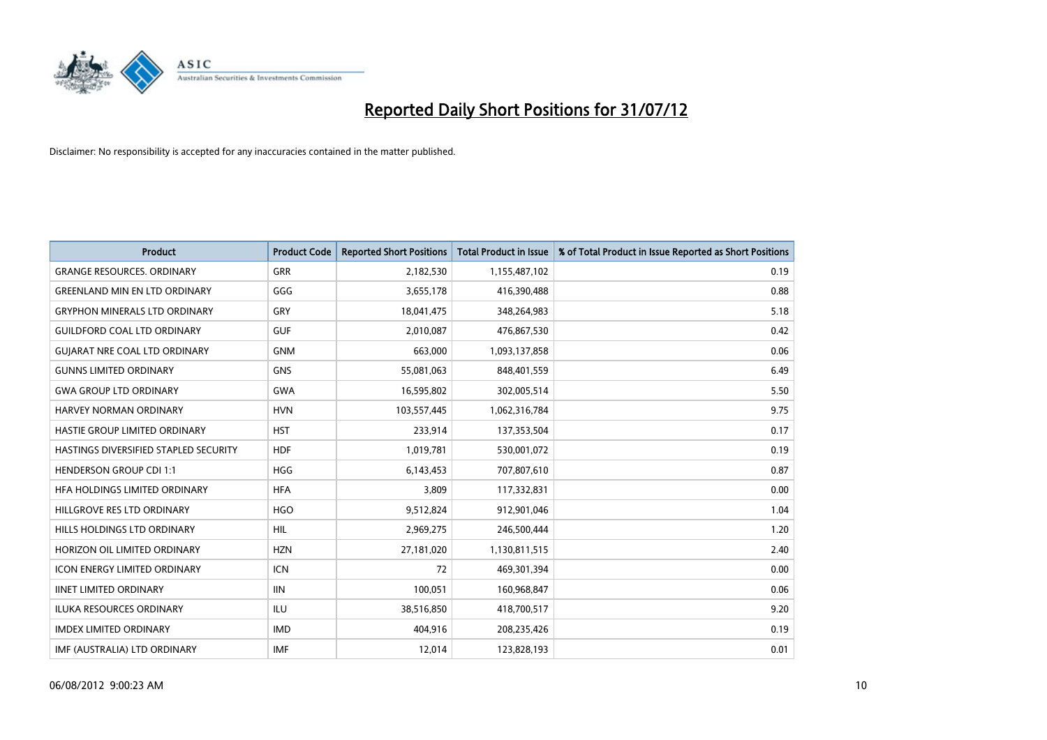# Reported Daily Short Positions for 31/07/12

Disclaimer: No responsibility is accepted for any inaccuracies contained in the matter published.

| Product | Product Code | Reported Short Positions | Total Product in Issue | % of Total Product in Issue Reported as Short Positions |
|---|---|---|---|---|
| GRANGE RESOURCES. ORDINARY | GRR | 2,182,530 | 1,155,487,102 | 0.19 |
| GREENLAND MIN EN LTD ORDINARY | GGG | 3,655,178 | 416,390,488 | 0.88 |
| GRYPHON MINERALS LTD ORDINARY | GRY | 18,041,475 | 348,264,983 | 5.18 |
| GUILDFORD COAL LTD ORDINARY | GUF | 2,010,087 | 476,867,530 | 0.42 |
| GUJARAT NRE COAL LTD ORDINARY | GNM | 663,000 | 1,093,137,858 | 0.06 |
| GUNNS LIMITED ORDINARY | GNS | 55,081,063 | 848,401,559 | 6.49 |
| GWA GROUP LTD ORDINARY | GWA | 16,595,802 | 302,005,514 | 5.50 |
| HARVEY NORMAN ORDINARY | HVN | 103,557,445 | 1,062,316,784 | 9.75 |
| HASTIE GROUP LIMITED ORDINARY | HST | 233,914 | 137,353,504 | 0.17 |
| HASTINGS DIVERSIFIED STAPLED SECURITY | HDF | 1,019,781 | 530,001,072 | 0.19 |
| HENDERSON GROUP CDI 1:1 | HGG | 6,143,453 | 707,807,610 | 0.87 |
| HFA HOLDINGS LIMITED ORDINARY | HFA | 3,809 | 117,332,831 | 0.00 |
| HILLGROVE RES LTD ORDINARY | HGO | 9,512,824 | 912,901,046 | 1.04 |
| HILLS HOLDINGS LTD ORDINARY | HIL | 2,969,275 | 246,500,444 | 1.20 |
| HORIZON OIL LIMITED ORDINARY | HZN | 27,181,020 | 1,130,811,515 | 2.40 |
| ICON ENERGY LIMITED ORDINARY | ICN | 72 | 469,301,394 | 0.00 |
| IINET LIMITED ORDINARY | IIN | 100,051 | 160,968,847 | 0.06 |
| ILUKA RESOURCES ORDINARY | ILU | 38,516,850 | 418,700,517 | 9.20 |
| IMDEX LIMITED ORDINARY | IMD | 404,916 | 208,235,426 | 0.19 |
| IMF (AUSTRALIA) LTD ORDINARY | IMF | 12,014 | 123,828,193 | 0.01 |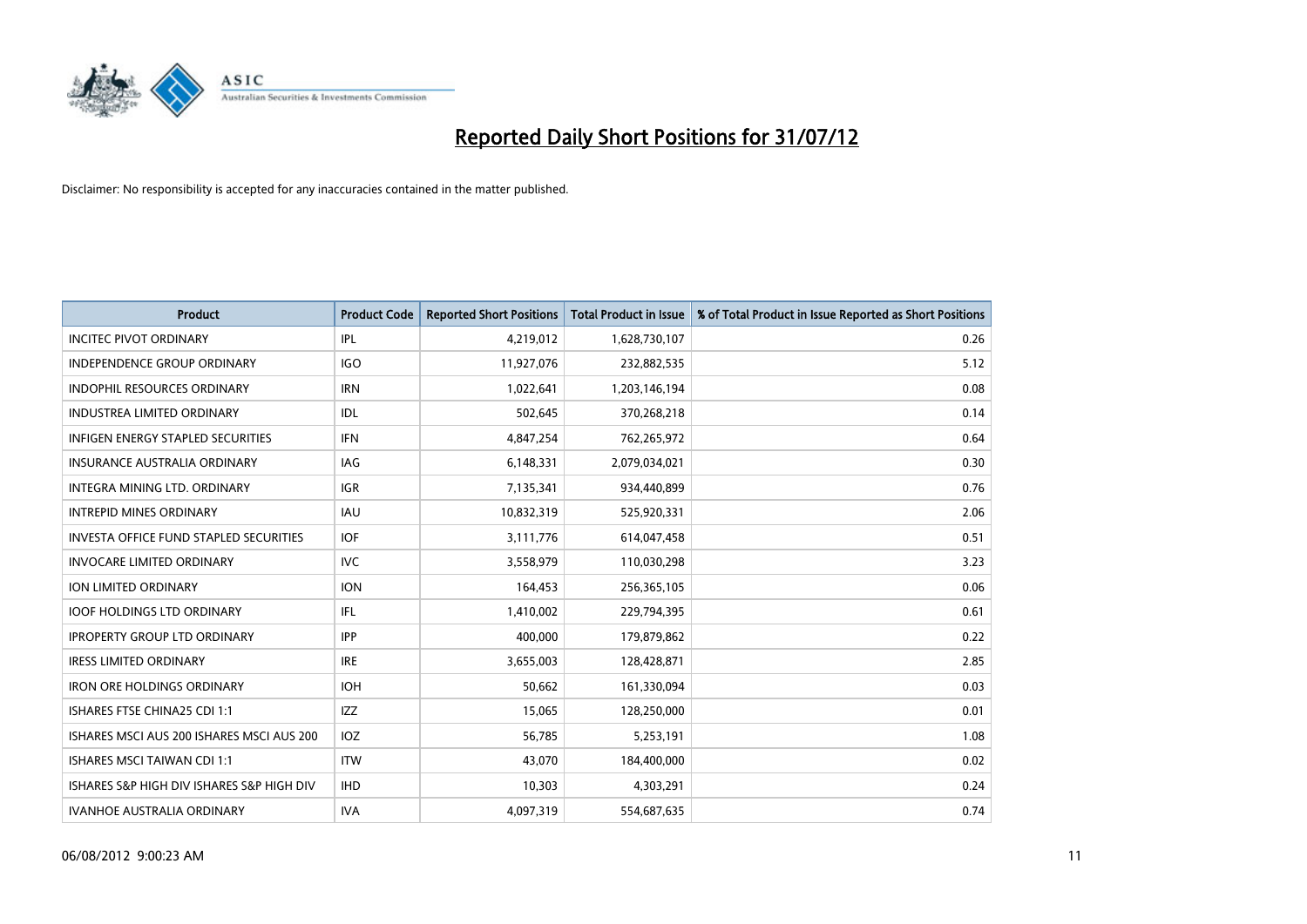# Reported Daily Short Positions for 31/07/12

Disclaimer: No responsibility is accepted for any inaccuracies contained in the matter published.

| Product | Product Code | Reported Short Positions | Total Product in Issue | % of Total Product in Issue Reported as Short Positions |
|---|---|---|---|---|
| INCITEC PIVOT ORDINARY | IPL | 4,219,012 | 1,628,730,107 | 0.26 |
| INDEPENDENCE GROUP ORDINARY | IGO | 11,927,076 | 232,882,535 | 5.12 |
| INDOPHIL RESOURCES ORDINARY | IRN | 1,022,641 | 1,203,146,194 | 0.08 |
| INDUSTREA LIMITED ORDINARY | IDL | 502,645 | 370,268,218 | 0.14 |
| INFIGEN ENERGY STAPLED SECURITIES | IFN | 4,847,254 | 762,265,972 | 0.64 |
| INSURANCE AUSTRALIA ORDINARY | IAG | 6,148,331 | 2,079,034,021 | 0.30 |
| INTEGRA MINING LTD. ORDINARY | IGR | 7,135,341 | 934,440,899 | 0.76 |
| INTREPID MINES ORDINARY | IAU | 10,832,319 | 525,920,331 | 2.06 |
| INVESTA OFFICE FUND STAPLED SECURITIES | IOF | 3,111,776 | 614,047,458 | 0.51 |
| INVOCARE LIMITED ORDINARY | IVC | 3,558,979 | 110,030,298 | 3.23 |
| ION LIMITED ORDINARY | ION | 164,453 | 256,365,105 | 0.06 |
| IOOF HOLDINGS LTD ORDINARY | IFL | 1,410,002 | 229,794,395 | 0.61 |
| IPROPERTY GROUP LTD ORDINARY | IPP | 400,000 | 179,879,862 | 0.22 |
| IRESS LIMITED ORDINARY | IRE | 3,655,003 | 128,428,871 | 2.85 |
| IRON ORE HOLDINGS ORDINARY | IOH | 50,662 | 161,330,094 | 0.03 |
| ISHARES FTSE CHINA25 CDI 1:1 | IZZ | 15,065 | 128,250,000 | 0.01 |
| ISHARES MSCI AUS 200 ISHARES MSCI AUS 200 | IOZ | 56,785 | 5,253,191 | 1.08 |
| ISHARES MSCI TAIWAN CDI 1:1 | ITW | 43,070 | 184,400,000 | 0.02 |
| ISHARES S&P HIGH DIV ISHARES S&P HIGH DIV | IHD | 10,303 | 4,303,291 | 0.24 |
| IVANHOE AUSTRALIA ORDINARY | IVA | 4,097,319 | 554,687,635 | 0.74 |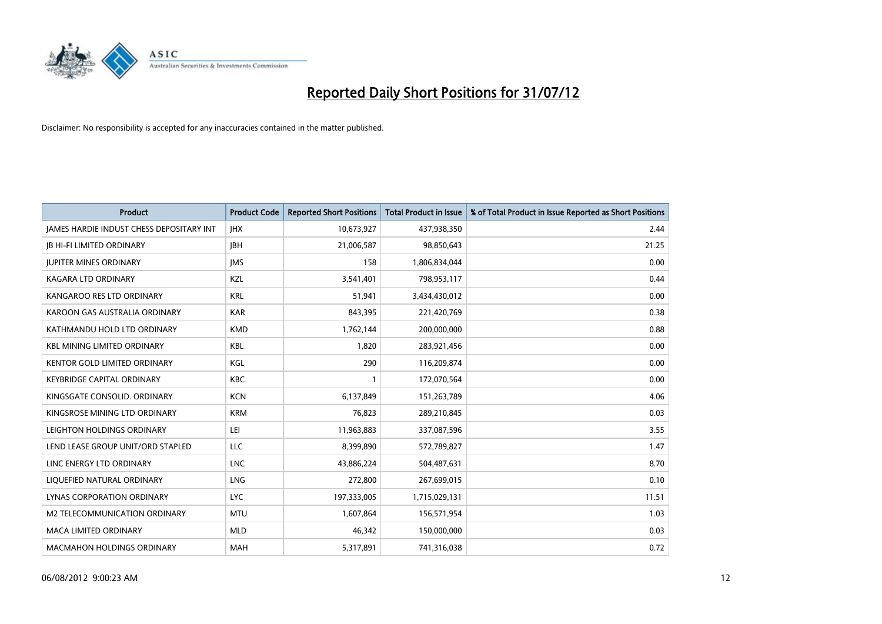# Reported Daily Short Positions for 31/07/12

Disclaimer: No responsibility is accepted for any inaccuracies contained in the matter published.

| Product | Product Code | Reported Short Positions | Total Product in Issue | % of Total Product in Issue Reported as Short Positions |
|---|---|---|---|---|
| JAMES HARDIE INDUST CHESS DEPOSITARY INT | JHX | 10,673,927 | 437,938,350 | 2.44 |
| JB HI-FI LIMITED ORDINARY | JBH | 21,006,587 | 98,850,643 | 21.25 |
| JUPITER MINES ORDINARY | JMS | 158 | 1,806,834,044 | 0.00 |
| KAGARA LTD ORDINARY | KZL | 3,541,401 | 798,953,117 | 0.44 |
| KANGAROO RES LTD ORDINARY | KRL | 51,941 | 3,434,430,012 | 0.00 |
| KAROON GAS AUSTRALIA ORDINARY | KAR | 843,395 | 221,420,769 | 0.38 |
| KATHMANDU HOLD LTD ORDINARY | KMD | 1,762,144 | 200,000,000 | 0.88 |
| KBL MINING LIMITED ORDINARY | KBL | 1,820 | 283,921,456 | 0.00 |
| KENTOR GOLD LIMITED ORDINARY | KGL | 290 | 116,209,874 | 0.00 |
| KEYBRIDGE CAPITAL ORDINARY | KBC | 1 | 172,070,564 | 0.00 |
| KINGSGATE CONSOLID. ORDINARY | KCN | 6,137,849 | 151,263,789 | 4.06 |
| KINGSROSE MINING LTD ORDINARY | KRM | 76,823 | 289,210,845 | 0.03 |
| LEIGHTON HOLDINGS ORDINARY | LEI | 11,963,883 | 337,087,596 | 3.55 |
| LEND LEASE GROUP UNIT/ORD STAPLED | LLC | 8,399,890 | 572,789,827 | 1.47 |
| LINC ENERGY LTD ORDINARY | LNC | 43,886,224 | 504,487,631 | 8.70 |
| LIQUEFIED NATURAL ORDINARY | LNG | 272,800 | 267,699,015 | 0.10 |
| LYNAS CORPORATION ORDINARY | LYC | 197,333,005 | 1,715,029,131 | 11.51 |
| M2 TELECOMMUNICATION ORDINARY | MTU | 1,607,864 | 156,571,954 | 1.03 |
| MACA LIMITED ORDINARY | MLD | 46,342 | 150,000,000 | 0.03 |
| MACMAHON HOLDINGS ORDINARY | MAH | 5,317,891 | 741,316,038 | 0.72 |

06/08/2012 9:00:23 AM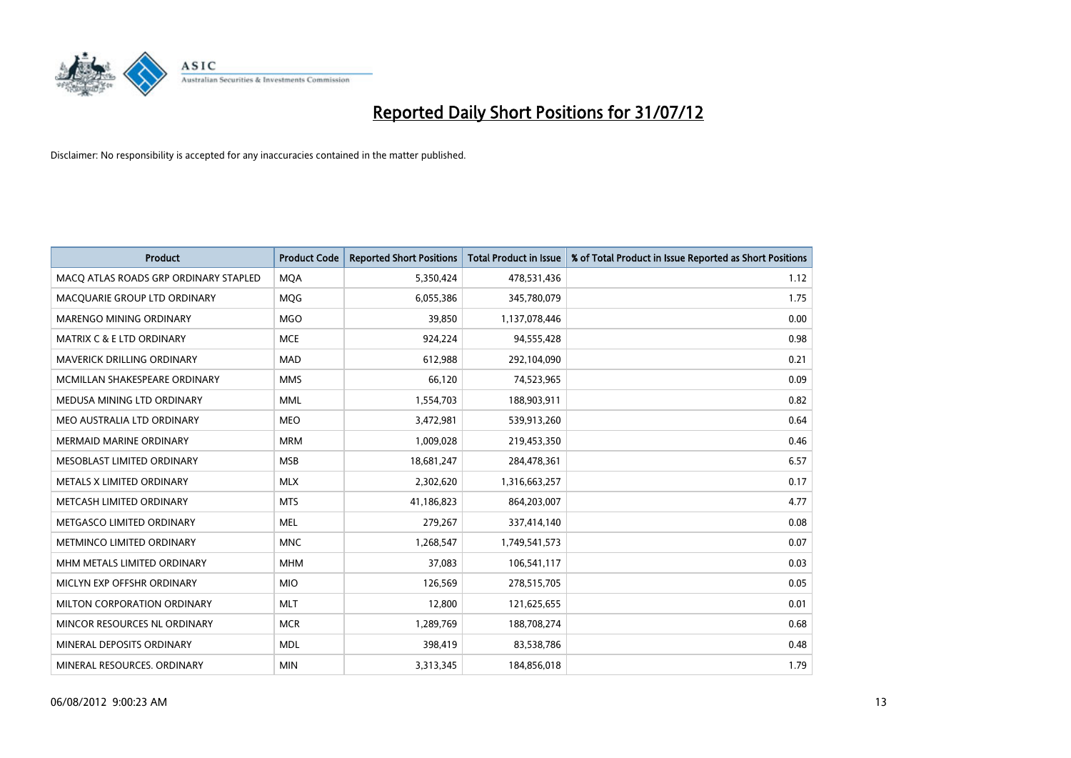# Reported Daily Short Positions for 31/07/12

Disclaimer: No responsibility is accepted for any inaccuracies contained in the matter published.

| Product | Product Code | Reported Short Positions | Total Product in Issue | % of Total Product in Issue Reported as Short Positions |
|---|---|---|---|---|
| MACQ ATLAS ROADS GRP ORDINARY STAPLED | MQA | 5,350,424 | 478,531,436 | 1.12 |
| MACQUARIE GROUP LTD ORDINARY | MQG | 6,055,386 | 345,780,079 | 1.75 |
| MARENGO MINING ORDINARY | MGO | 39,850 | 1,137,078,446 | 0.00 |
| MATRIX C & E LTD ORDINARY | MCE | 924,224 | 94,555,428 | 0.98 |
| MAVERICK DRILLING ORDINARY | MAD | 612,988 | 292,104,090 | 0.21 |
| MCMILLAN SHAKESPEARE ORDINARY | MMS | 66,120 | 74,523,965 | 0.09 |
| MEDUSA MINING LTD ORDINARY | MML | 1,554,703 | 188,903,911 | 0.82 |
| MEO AUSTRALIA LTD ORDINARY | MEO | 3,472,981 | 539,913,260 | 0.64 |
| MERMAID MARINE ORDINARY | MRM | 1,009,028 | 219,453,350 | 0.46 |
| MESOBLAST LIMITED ORDINARY | MSB | 18,681,247 | 284,478,361 | 6.57 |
| METALS X LIMITED ORDINARY | MLX | 2,302,620 | 1,316,663,257 | 0.17 |
| METCASH LIMITED ORDINARY | MTS | 41,186,823 | 864,203,007 | 4.77 |
| METGASCO LIMITED ORDINARY | MEL | 279,267 | 337,414,140 | 0.08 |
| METMINCO LIMITED ORDINARY | MNC | 1,268,547 | 1,749,541,573 | 0.07 |
| MHM METALS LIMITED ORDINARY | MHM | 37,083 | 106,541,117 | 0.03 |
| MICLYN EXP OFFSHR ORDINARY | MIO | 126,569 | 278,515,705 | 0.05 |
| MILTON CORPORATION ORDINARY | MLT | 12,800 | 121,625,655 | 0.01 |
| MINCOR RESOURCES NL ORDINARY | MCR | 1,289,769 | 188,708,274 | 0.68 |
| MINERAL DEPOSITS ORDINARY | MDL | 398,419 | 83,538,786 | 0.48 |
| MINERAL RESOURCES. ORDINARY | MIN | 3,313,345 | 184,856,018 | 1.79 |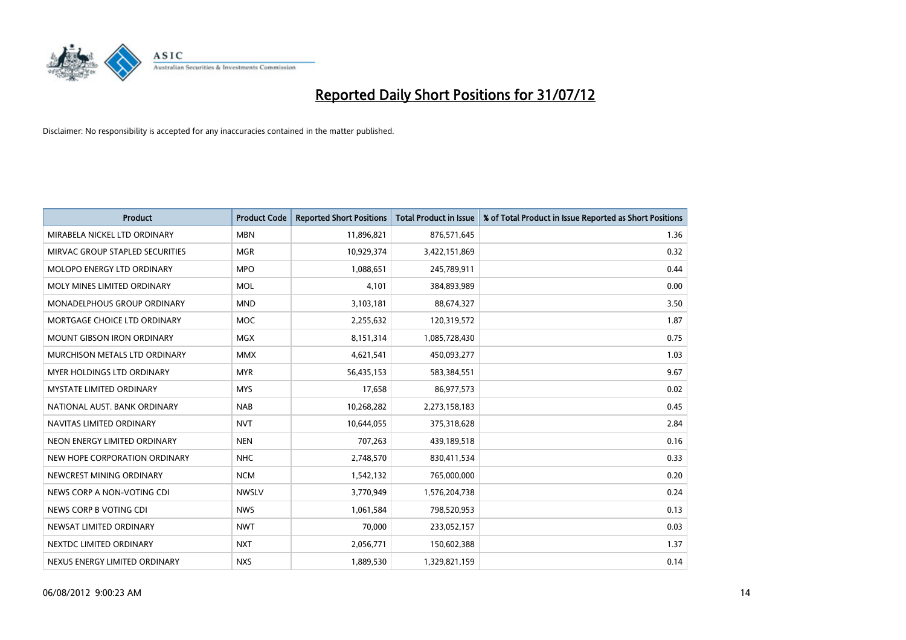# Reported Daily Short Positions for 31/07/12

Disclaimer: No responsibility is accepted for any inaccuracies contained in the matter published.

| Product | Product Code | Reported Short Positions | Total Product in Issue | % of Total Product in Issue Reported as Short Positions |
|---|---|---|---|---|
| MIRABELA NICKEL LTD ORDINARY | MBN | 11,896,821 | 876,571,645 | 1.36 |
| MIRVAC GROUP STAPLED SECURITIES | MGR | 10,929,374 | 3,422,151,869 | 0.32 |
| MOLOPO ENERGY LTD ORDINARY | MPO | 1,088,651 | 245,789,911 | 0.44 |
| MOLY MINES LIMITED ORDINARY | MOL | 4,101 | 384,893,989 | 0.00 |
| MONADELPHOUS GROUP ORDINARY | MND | 3,103,181 | 88,674,327 | 3.50 |
| MORTGAGE CHOICE LTD ORDINARY | MOC | 2,255,632 | 120,319,572 | 1.87 |
| MOUNT GIBSON IRON ORDINARY | MGX | 8,151,314 | 1,085,728,430 | 0.75 |
| MURCHISON METALS LTD ORDINARY | MMX | 4,621,541 | 450,093,277 | 1.03 |
| MYER HOLDINGS LTD ORDINARY | MYR | 56,435,153 | 583,384,551 | 9.67 |
| MYSTATE LIMITED ORDINARY | MYS | 17,658 | 86,977,573 | 0.02 |
| NATIONAL AUST. BANK ORDINARY | NAB | 10,268,282 | 2,273,158,183 | 0.45 |
| NAVITAS LIMITED ORDINARY | NVT | 10,644,055 | 375,318,628 | 2.84 |
| NEON ENERGY LIMITED ORDINARY | NEN | 707,263 | 439,189,518 | 0.16 |
| NEW HOPE CORPORATION ORDINARY | NHC | 2,748,570 | 830,411,534 | 0.33 |
| NEWCREST MINING ORDINARY | NCM | 1,542,132 | 765,000,000 | 0.20 |
| NEWS CORP A NON-VOTING CDI | NWSLV | 3,770,949 | 1,576,204,738 | 0.24 |
| NEWS CORP B VOTING CDI | NWS | 1,061,584 | 798,520,953 | 0.13 |
| NEWSAT LIMITED ORDINARY | NWT | 70,000 | 233,052,157 | 0.03 |
| NEXTDC LIMITED ORDINARY | NXT | 2,056,771 | 150,602,388 | 1.37 |
| NEXUS ENERGY LIMITED ORDINARY | NXS | 1,889,530 | 1,329,821,159 | 0.14 |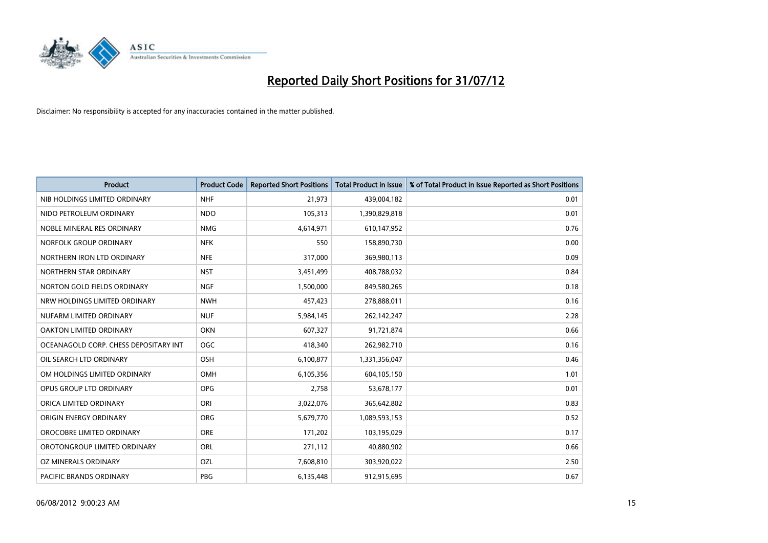# Reported Daily Short Positions for 31/07/12

Disclaimer: No responsibility is accepted for any inaccuracies contained in the matter published.

| Product | Product Code | Reported Short Positions | Total Product in Issue | % of Total Product in Issue Reported as Short Positions |
|---|---|---|---|---|
| NIB HOLDINGS LIMITED ORDINARY | NHF | 21,973 | 439,004,182 | 0.01 |
| NIDO PETROLEUM ORDINARY | NDO | 105,313 | 1,390,829,818 | 0.01 |
| NOBLE MINERAL RES ORDINARY | NMG | 4,614,971 | 610,147,952 | 0.76 |
| NORFOLK GROUP ORDINARY | NFK | 550 | 158,890,730 | 0.00 |
| NORTHERN IRON LTD ORDINARY | NFE | 317,000 | 369,980,113 | 0.09 |
| NORTHERN STAR ORDINARY | NST | 3,451,499 | 408,788,032 | 0.84 |
| NORTON GOLD FIELDS ORDINARY | NGF | 1,500,000 | 849,580,265 | 0.18 |
| NRW HOLDINGS LIMITED ORDINARY | NWH | 457,423 | 278,888,011 | 0.16 |
| NUFARM LIMITED ORDINARY | NUF | 5,984,145 | 262,142,247 | 2.28 |
| OAKTON LIMITED ORDINARY | OKN | 607,327 | 91,721,874 | 0.66 |
| OCEANAGOLD CORP. CHESS DEPOSITARY INT | OGC | 418,340 | 262,982,710 | 0.16 |
| OIL SEARCH LTD ORDINARY | OSH | 6,100,877 | 1,331,356,047 | 0.46 |
| OM HOLDINGS LIMITED ORDINARY | OMH | 6,105,356 | 604,105,150 | 1.01 |
| OPUS GROUP LTD ORDINARY | OPG | 2,758 | 53,678,177 | 0.01 |
| ORICA LIMITED ORDINARY | ORI | 3,022,076 | 365,642,802 | 0.83 |
| ORIGIN ENERGY ORDINARY | ORG | 5,679,770 | 1,089,593,153 | 0.52 |
| OROCOBRE LIMITED ORDINARY | ORE | 171,202 | 103,195,029 | 0.17 |
| OROTONGROUP LIMITED ORDINARY | ORL | 271,112 | 40,880,902 | 0.66 |
| OZ MINERALS ORDINARY | OZL | 7,608,810 | 303,920,022 | 2.50 |
| PACIFIC BRANDS ORDINARY | PBG | 6,135,448 | 912,915,695 | 0.67 |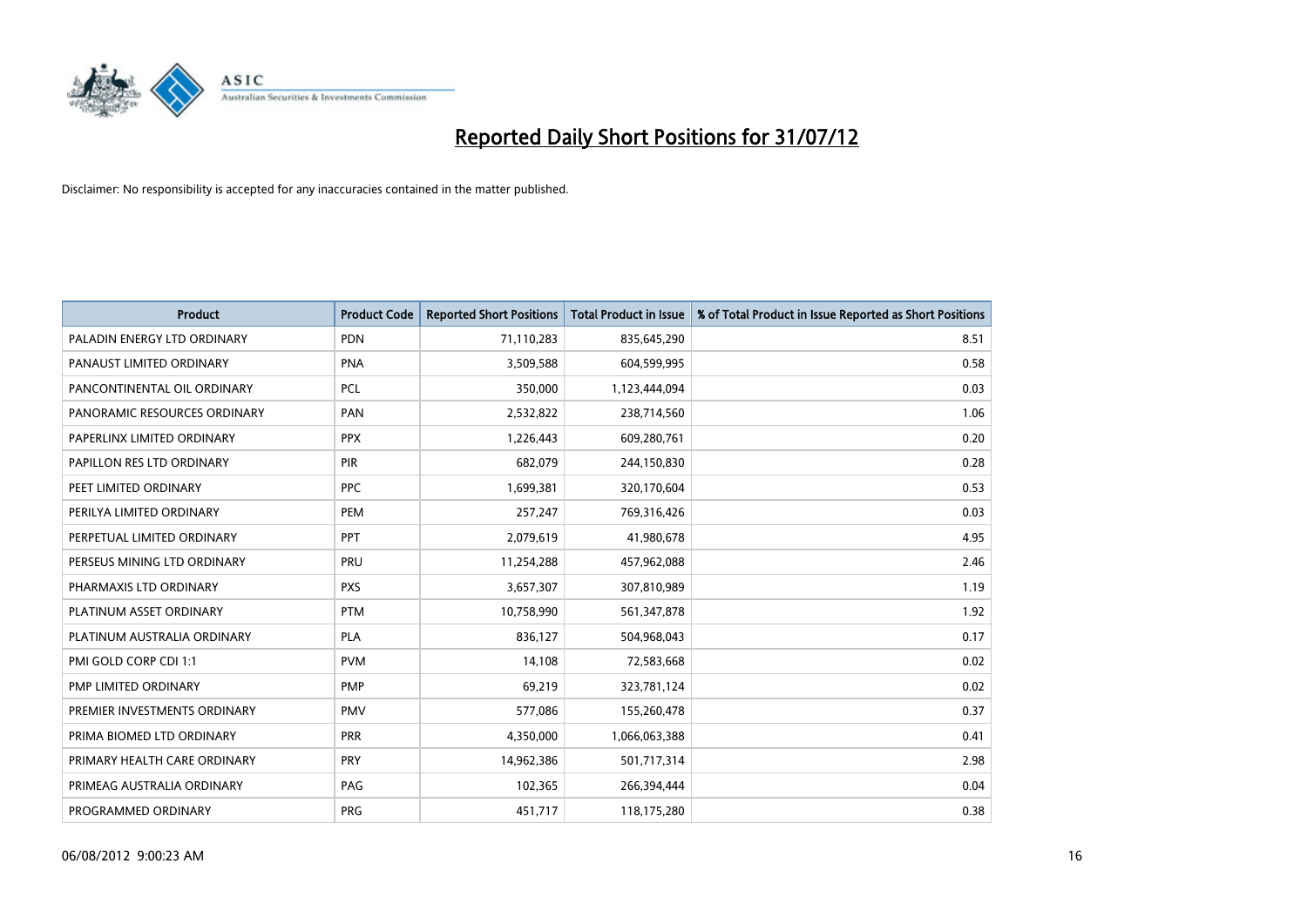# Reported Daily Short Positions for 31/07/12

Disclaimer: No responsibility is accepted for any inaccuracies contained in the matter published.

| Product | Product Code | Reported Short Positions | Total Product in Issue | % of Total Product in Issue Reported as Short Positions |
|---|---|---|---|---|
| PALADIN ENERGY LTD ORDINARY | PDN | 71,110,283 | 835,645,290 | 8.51 |
| PANAUST LIMITED ORDINARY | PNA | 3,509,588 | 604,599,995 | 0.58 |
| PANCONTINENTAL OIL ORDINARY | PCL | 350,000 | 1,123,444,094 | 0.03 |
| PANORAMIC RESOURCES ORDINARY | PAN | 2,532,822 | 238,714,560 | 1.06 |
| PAPERLINX LIMITED ORDINARY | PPX | 1,226,443 | 609,280,761 | 0.20 |
| PAPILLON RES LTD ORDINARY | PIR | 682,079 | 244,150,830 | 0.28 |
| PEET LIMITED ORDINARY | PPC | 1,699,381 | 320,170,604 | 0.53 |
| PERILYA LIMITED ORDINARY | PEM | 257,247 | 769,316,426 | 0.03 |
| PERPETUAL LIMITED ORDINARY | PPT | 2,079,619 | 41,980,678 | 4.95 |
| PERSEUS MINING LTD ORDINARY | PRU | 11,254,288 | 457,962,088 | 2.46 |
| PHARMAXIS LTD ORDINARY | PXS | 3,657,307 | 307,810,989 | 1.19 |
| PLATINUM ASSET ORDINARY | PTM | 10,758,990 | 561,347,878 | 1.92 |
| PLATINUM AUSTRALIA ORDINARY | PLA | 836,127 | 504,968,043 | 0.17 |
| PMI GOLD CORP CDI 1:1 | PVM | 14,108 | 72,583,668 | 0.02 |
| PMP LIMITED ORDINARY | PMP | 69,219 | 323,781,124 | 0.02 |
| PREMIER INVESTMENTS ORDINARY | PMV | 577,086 | 155,260,478 | 0.37 |
| PRIMA BIOMED LTD ORDINARY | PRR | 4,350,000 | 1,066,063,388 | 0.41 |
| PRIMARY HEALTH CARE ORDINARY | PRY | 14,962,386 | 501,717,314 | 2.98 |
| PRIMEAG AUSTRALIA ORDINARY | PAG | 102,365 | 266,394,444 | 0.04 |
| PROGRAMMED ORDINARY | PRG | 451,717 | 118,175,280 | 0.38 |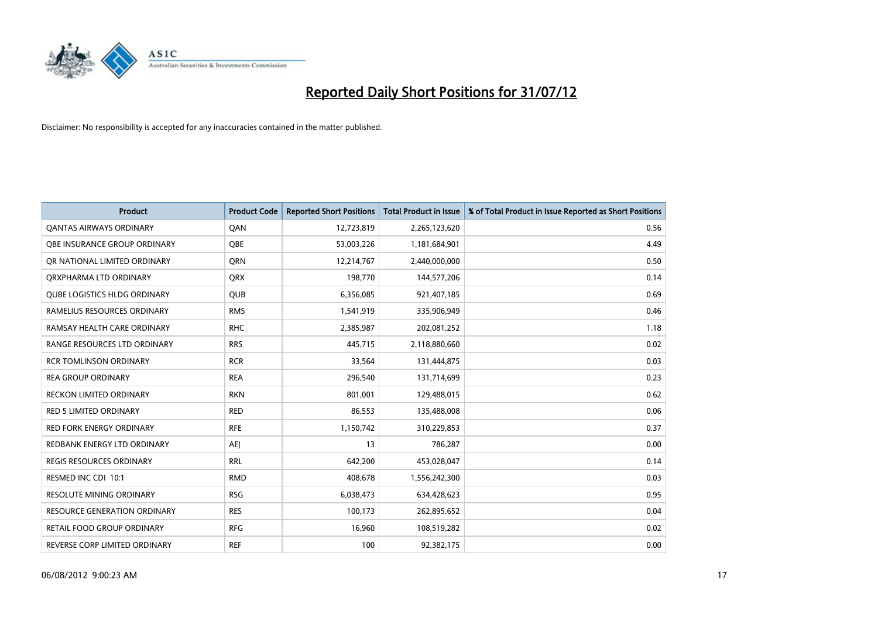# Reported Daily Short Positions for 31/07/12

Disclaimer: No responsibility is accepted for any inaccuracies contained in the matter published.

| Product | Product Code | Reported Short Positions | Total Product in Issue | % of Total Product in Issue Reported as Short Positions |
|---|---|---|---|---|
| QANTAS AIRWAYS ORDINARY | QAN | 12,723,819 | 2,265,123,620 | 0.56 |
| QBE INSURANCE GROUP ORDINARY | QBE | 53,003,226 | 1,181,684,901 | 4.49 |
| QR NATIONAL LIMITED ORDINARY | QRN | 12,214,767 | 2,440,000,000 | 0.50 |
| QRXPHARMA LTD ORDINARY | QRX | 198,770 | 144,577,206 | 0.14 |
| QUBE LOGISTICS HLDG ORDINARY | QUB | 6,356,085 | 921,407,185 | 0.69 |
| RAMELIUS RESOURCES ORDINARY | RMS | 1,541,919 | 335,906,949 | 0.46 |
| RAMSAY HEALTH CARE ORDINARY | RHC | 2,385,987 | 202,081,252 | 1.18 |
| RANGE RESOURCES LTD ORDINARY | RRS | 445,715 | 2,118,880,660 | 0.02 |
| RCR TOMLINSON ORDINARY | RCR | 33,564 | 131,444,875 | 0.03 |
| REA GROUP ORDINARY | REA | 296,540 | 131,714,699 | 0.23 |
| RECKON LIMITED ORDINARY | RKN | 801,001 | 129,488,015 | 0.62 |
| RED 5 LIMITED ORDINARY | RED | 86,553 | 135,488,008 | 0.06 |
| RED FORK ENERGY ORDINARY | RFE | 1,150,742 | 310,229,853 | 0.37 |
| REDBANK ENERGY LTD ORDINARY | AEJ | 13 | 786,287 | 0.00 |
| REGIS RESOURCES ORDINARY | RRL | 642,200 | 453,028,047 | 0.14 |
| RESMED INC CDI 10:1 | RMD | 408,678 | 1,556,242,300 | 0.03 |
| RESOLUTE MINING ORDINARY | RSG | 6,038,473 | 634,428,623 | 0.95 |
| RESOURCE GENERATION ORDINARY | RES | 100,173 | 262,895,652 | 0.04 |
| RETAIL FOOD GROUP ORDINARY | RFG | 16,960 | 108,519,282 | 0.02 |
| REVERSE CORP LIMITED ORDINARY | REF | 100 | 92,382,175 | 0.00 |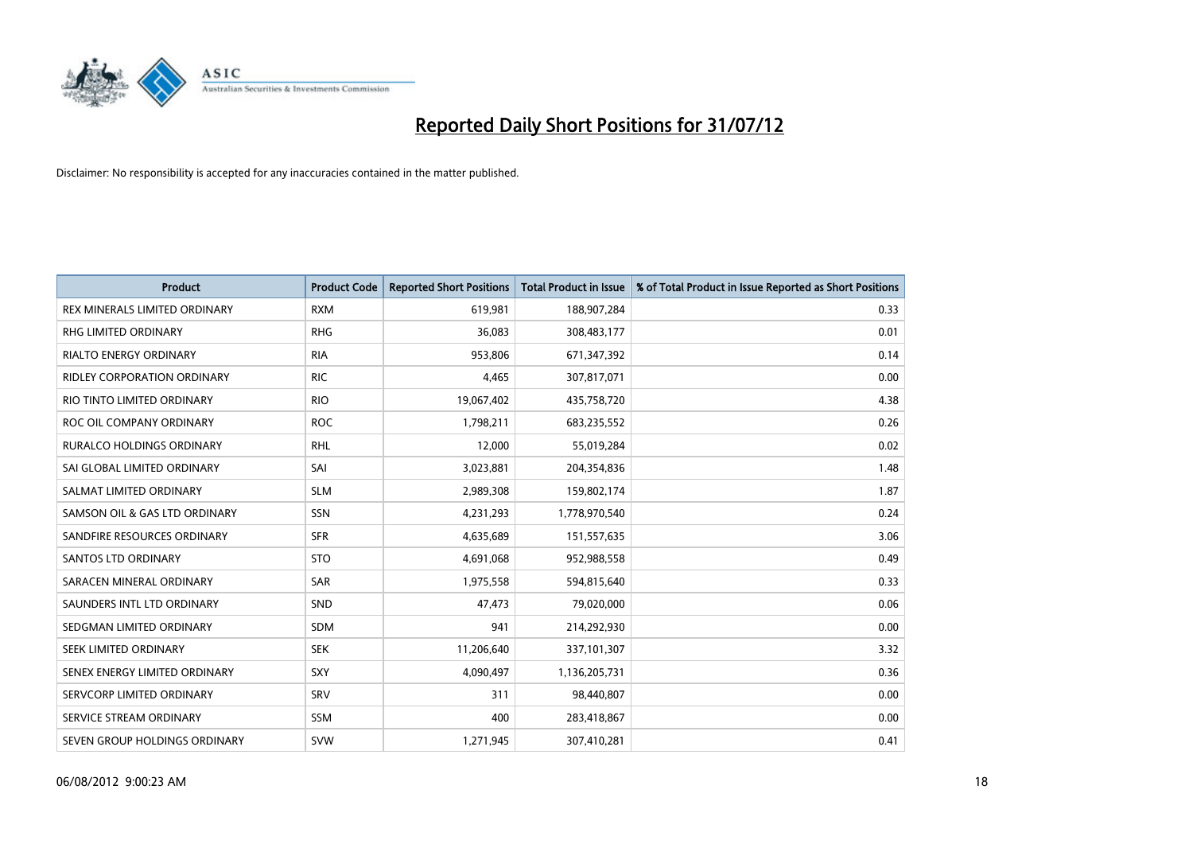# Reported Daily Short Positions for 31/07/12

Disclaimer: No responsibility is accepted for any inaccuracies contained in the matter published.

| Product | Product Code | Reported Short Positions | Total Product in Issue | % of Total Product in Issue Reported as Short Positions |
|---|---|---|---|---|
| REX MINERALS LIMITED ORDINARY | RXM | 619,981 | 188,907,284 | 0.33 |
| RHG LIMITED ORDINARY | RHG | 36,083 | 308,483,177 | 0.01 |
| RIALTO ENERGY ORDINARY | RIA | 953,806 | 671,347,392 | 0.14 |
| RIDLEY CORPORATION ORDINARY | RIC | 4,465 | 307,817,071 | 0.00 |
| RIO TINTO LIMITED ORDINARY | RIO | 19,067,402 | 435,758,720 | 4.38 |
| ROC OIL COMPANY ORDINARY | ROC | 1,798,211 | 683,235,552 | 0.26 |
| RURALCO HOLDINGS ORDINARY | RHL | 12,000 | 55,019,284 | 0.02 |
| SAI GLOBAL LIMITED ORDINARY | SAI | 3,023,881 | 204,354,836 | 1.48 |
| SALMAT LIMITED ORDINARY | SLM | 2,989,308 | 159,802,174 | 1.87 |
| SAMSON OIL & GAS LTD ORDINARY | SSN | 4,231,293 | 1,778,970,540 | 0.24 |
| SANDFIRE RESOURCES ORDINARY | SFR | 4,635,689 | 151,557,635 | 3.06 |
| SANTOS LTD ORDINARY | STO | 4,691,068 | 952,988,558 | 0.49 |
| SARACEN MINERAL ORDINARY | SAR | 1,975,558 | 594,815,640 | 0.33 |
| SAUNDERS INTL LTD ORDINARY | SND | 47,473 | 79,020,000 | 0.06 |
| SEDGMAN LIMITED ORDINARY | SDM | 941 | 214,292,930 | 0.00 |
| SEEK LIMITED ORDINARY | SEK | 11,206,640 | 337,101,307 | 3.32 |
| SENEX ENERGY LIMITED ORDINARY | SXY | 4,090,497 | 1,136,205,731 | 0.36 |
| SERVCORP LIMITED ORDINARY | SRV | 311 | 98,440,807 | 0.00 |
| SERVICE STREAM ORDINARY | SSM | 400 | 283,418,867 | 0.00 |
| SEVEN GROUP HOLDINGS ORDINARY | SVW | 1,271,945 | 307,410,281 | 0.41 |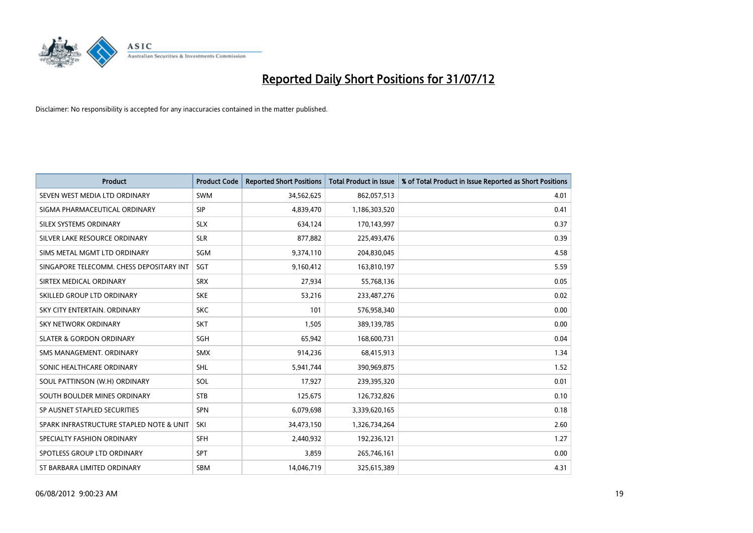# Reported Daily Short Positions for 31/07/12

Disclaimer: No responsibility is accepted for any inaccuracies contained in the matter published.

| Product | Product Code | Reported Short Positions | Total Product in Issue | % of Total Product in Issue Reported as Short Positions |
|---|---|---|---|---|
| SEVEN WEST MEDIA LTD ORDINARY | SWM | 34,562,625 | 862,057,513 | 4.01 |
| SIGMA PHARMACEUTICAL ORDINARY | SIP | 4,839,470 | 1,186,303,520 | 0.41 |
| SILEX SYSTEMS ORDINARY | SLX | 634,124 | 170,143,997 | 0.37 |
| SILVER LAKE RESOURCE ORDINARY | SLR | 877,882 | 225,493,476 | 0.39 |
| SIMS METAL MGMT LTD ORDINARY | SGM | 9,374,110 | 204,830,045 | 4.58 |
| SINGAPORE TELECOMM. CHESS DEPOSITARY INT | SGT | 9,160,412 | 163,810,197 | 5.59 |
| SIRTEX MEDICAL ORDINARY | SRX | 27,934 | 55,768,136 | 0.05 |
| SKILLED GROUP LTD ORDINARY | SKE | 53,216 | 233,487,276 | 0.02 |
| SKY CITY ENTERTAIN. ORDINARY | SKC | 101 | 576,958,340 | 0.00 |
| SKY NETWORK ORDINARY | SKT | 1,505 | 389,139,785 | 0.00 |
| SLATER & GORDON ORDINARY | SGH | 65,942 | 168,600,731 | 0.04 |
| SMS MANAGEMENT. ORDINARY | SMX | 914,236 | 68,415,913 | 1.34 |
| SONIC HEALTHCARE ORDINARY | SHL | 5,941,744 | 390,969,875 | 1.52 |
| SOUL PATTINSON (W.H) ORDINARY | SOL | 17,927 | 239,395,320 | 0.01 |
| SOUTH BOULDER MINES ORDINARY | STB | 125,675 | 126,732,826 | 0.10 |
| SP AUSNET STAPLED SECURITIES | SPN | 6,079,698 | 3,339,620,165 | 0.18 |
| SPARK INFRASTRUCTURE STAPLED NOTE & UNIT | SKI | 34,473,150 | 1,326,734,264 | 2.60 |
| SPECIALTY FASHION ORDINARY | SFH | 2,440,932 | 192,236,121 | 1.27 |
| SPOTLESS GROUP LTD ORDINARY | SPT | 3,859 | 265,746,161 | 0.00 |
| ST BARBARA LIMITED ORDINARY | SBM | 14,046,719 | 325,615,389 | 4.31 |

06/08/2012 9:00:23 AM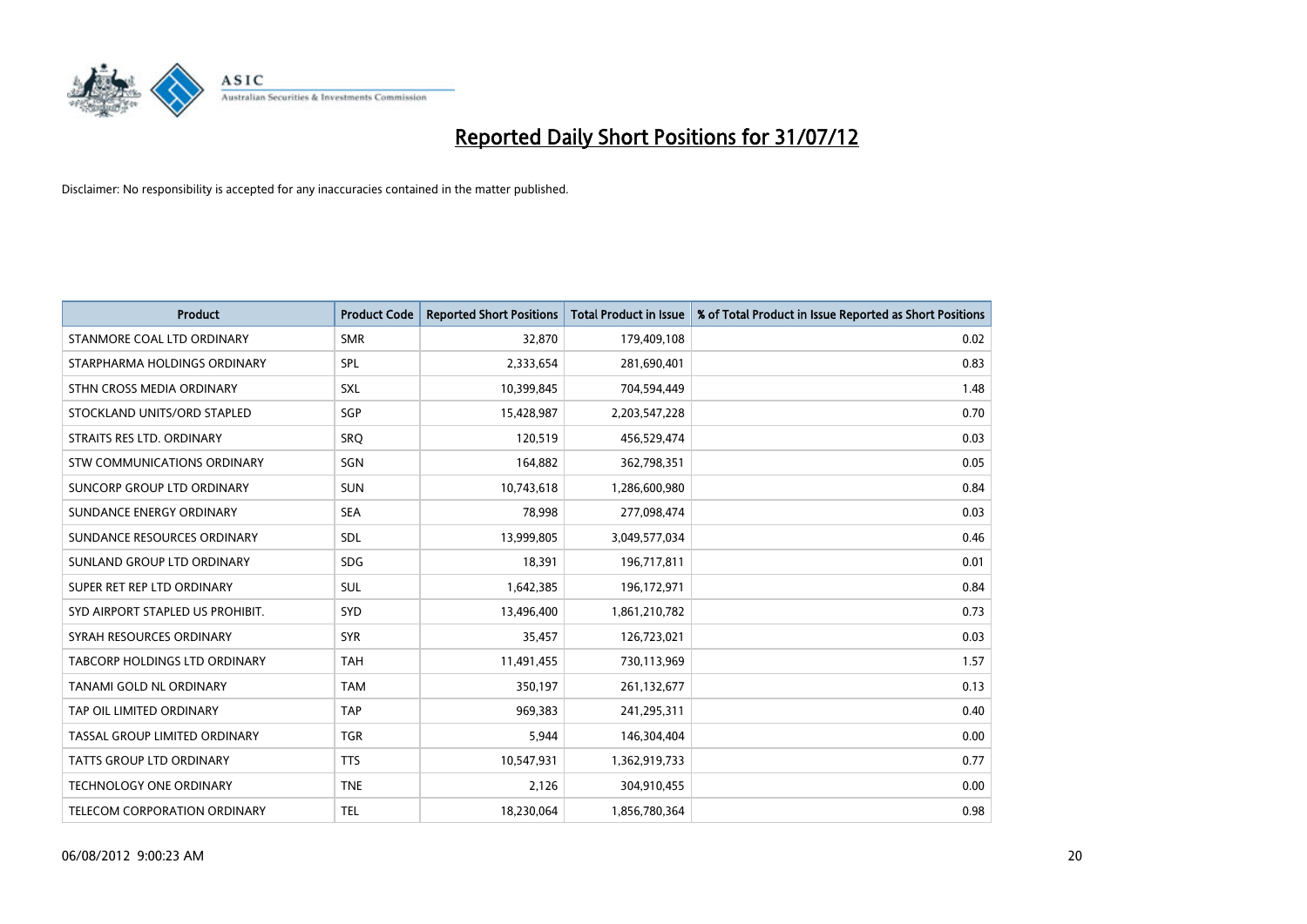# Reported Daily Short Positions for 31/07/12

Disclaimer: No responsibility is accepted for any inaccuracies contained in the matter published.

| Product | Product Code | Reported Short Positions | Total Product in Issue | % of Total Product in Issue Reported as Short Positions |
|---|---|---|---|---|
| STANMORE COAL LTD ORDINARY | SMR | 32,870 | 179,409,108 | 0.02 |
| STARPHARMA HOLDINGS ORDINARY | SPL | 2,333,654 | 281,690,401 | 0.83 |
| STHN CROSS MEDIA ORDINARY | SXL | 10,399,845 | 704,594,449 | 1.48 |
| STOCKLAND UNITS/ORD STAPLED | SGP | 15,428,987 | 2,203,547,228 | 0.70 |
| STRAITS RES LTD. ORDINARY | SRQ | 120,519 | 456,529,474 | 0.03 |
| STW COMMUNICATIONS ORDINARY | SGN | 164,882 | 362,798,351 | 0.05 |
| SUNCORP GROUP LTD ORDINARY | SUN | 10,743,618 | 1,286,600,980 | 0.84 |
| SUNDANCE ENERGY ORDINARY | SEA | 78,998 | 277,098,474 | 0.03 |
| SUNDANCE RESOURCES ORDINARY | SDL | 13,999,805 | 3,049,577,034 | 0.46 |
| SUNLAND GROUP LTD ORDINARY | SDG | 18,391 | 196,717,811 | 0.01 |
| SUPER RET REP LTD ORDINARY | SUL | 1,642,385 | 196,172,971 | 0.84 |
| SYD AIRPORT STAPLED US PROHIBIT. | SYD | 13,496,400 | 1,861,210,782 | 0.73 |
| SYRAH RESOURCES ORDINARY | SYR | 35,457 | 126,723,021 | 0.03 |
| TABCORP HOLDINGS LTD ORDINARY | TAH | 11,491,455 | 730,113,969 | 1.57 |
| TANAMI GOLD NL ORDINARY | TAM | 350,197 | 261,132,677 | 0.13 |
| TAP OIL LIMITED ORDINARY | TAP | 969,383 | 241,295,311 | 0.40 |
| TASSAL GROUP LIMITED ORDINARY | TGR | 5,944 | 146,304,404 | 0.00 |
| TATTS GROUP LTD ORDINARY | TTS | 10,547,931 | 1,362,919,733 | 0.77 |
| TECHNOLOGY ONE ORDINARY | TNE | 2,126 | 304,910,455 | 0.00 |
| TELECOM CORPORATION ORDINARY | TEL | 18,230,064 | 1,856,780,364 | 0.98 |

06/08/2012 9:00:23 AM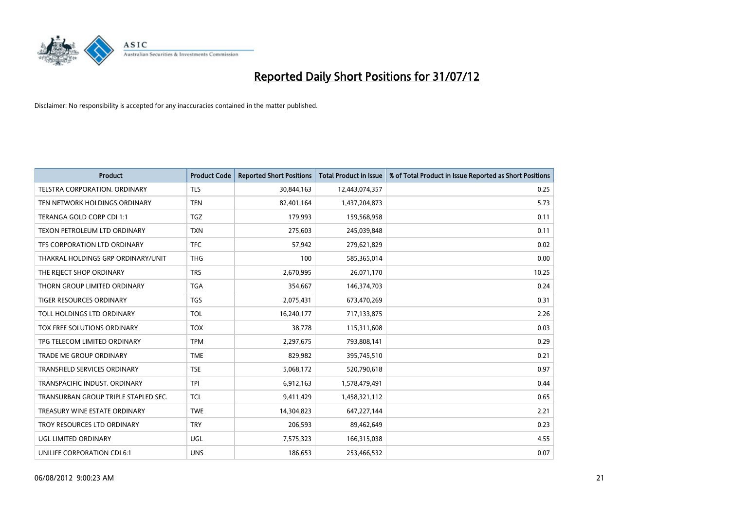# Reported Daily Short Positions for 31/07/12

Disclaimer: No responsibility is accepted for any inaccuracies contained in the matter published.

| Product | Product Code | Reported Short Positions | Total Product in Issue | % of Total Product in Issue Reported as Short Positions |
|---|---|---|---|---|
| TELSTRA CORPORATION. ORDINARY | TLS | 30,844,163 | 12,443,074,357 | 0.25 |
| TEN NETWORK HOLDINGS ORDINARY | TEN | 82,401,164 | 1,437,204,873 | 5.73 |
| TERANGA GOLD CORP CDI 1:1 | TGZ | 179,993 | 159,568,958 | 0.11 |
| TEXON PETROLEUM LTD ORDINARY | TXN | 275,603 | 245,039,848 | 0.11 |
| TFS CORPORATION LTD ORDINARY | TFC | 57,942 | 279,621,829 | 0.02 |
| THAKRAL HOLDINGS GRP ORDINARY/UNIT | THG | 100 | 585,365,014 | 0.00 |
| THE REJECT SHOP ORDINARY | TRS | 2,670,995 | 26,071,170 | 10.25 |
| THORN GROUP LIMITED ORDINARY | TGA | 354,667 | 146,374,703 | 0.24 |
| TIGER RESOURCES ORDINARY | TGS | 2,075,431 | 673,470,269 | 0.31 |
| TOLL HOLDINGS LTD ORDINARY | TOL | 16,240,177 | 717,133,875 | 2.26 |
| TOX FREE SOLUTIONS ORDINARY | TOX | 38,778 | 115,311,608 | 0.03 |
| TPG TELECOM LIMITED ORDINARY | TPM | 2,297,675 | 793,808,141 | 0.29 |
| TRADE ME GROUP ORDINARY | TME | 829,982 | 395,745,510 | 0.21 |
| TRANSFIELD SERVICES ORDINARY | TSE | 5,068,172 | 520,790,618 | 0.97 |
| TRANSPACIFIC INDUST. ORDINARY | TPI | 6,912,163 | 1,578,479,491 | 0.44 |
| TRANSURBAN GROUP TRIPLE STAPLED SEC. | TCL | 9,411,429 | 1,458,321,112 | 0.65 |
| TREASURY WINE ESTATE ORDINARY | TWE | 14,304,823 | 647,227,144 | 2.21 |
| TROY RESOURCES LTD ORDINARY | TRY | 206,593 | 89,462,649 | 0.23 |
| UGL LIMITED ORDINARY | UGL | 7,575,323 | 166,315,038 | 4.55 |
| UNILIFE CORPORATION CDI 6:1 | UNS | 186,653 | 253,466,532 | 0.07 |

06/08/2012 9:00:23 AM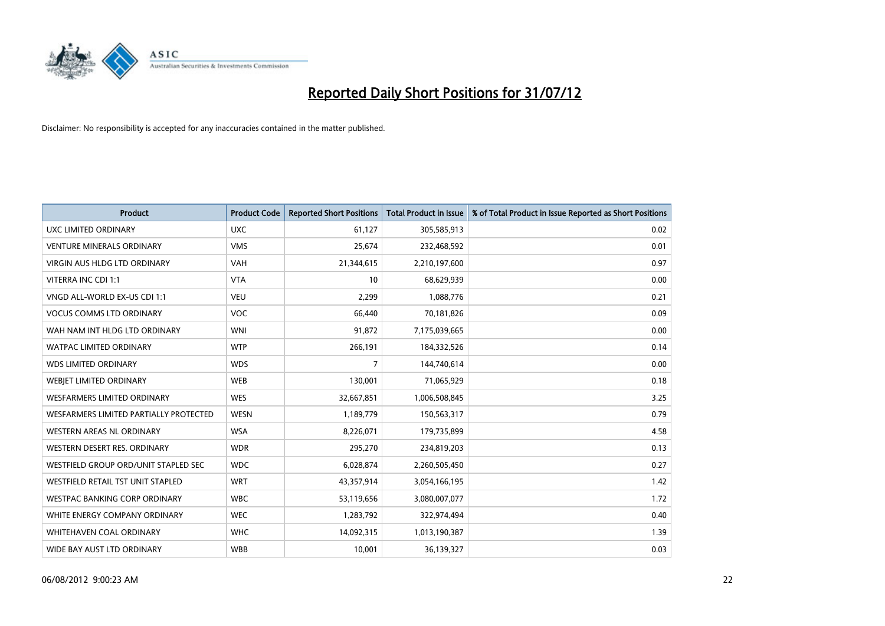# Reported Daily Short Positions for 31/07/12

Disclaimer: No responsibility is accepted for any inaccuracies contained in the matter published.

| Product | Product Code | Reported Short Positions | Total Product in Issue | % of Total Product in Issue Reported as Short Positions |
|---|---|---|---|---|
| UXC LIMITED ORDINARY | UXC | 61,127 | 305,585,913 | 0.02 |
| VENTURE MINERALS ORDINARY | VMS | 25,674 | 232,468,592 | 0.01 |
| VIRGIN AUS HLDG LTD ORDINARY | VAH | 21,344,615 | 2,210,197,600 | 0.97 |
| VITERRA INC CDI 1:1 | VTA | 10 | 68,629,939 | 0.00 |
| VNGD ALL-WORLD EX-US CDI 1:1 | VEU | 2,299 | 1,088,776 | 0.21 |
| VOCUS COMMS LTD ORDINARY | VOC | 66,440 | 70,181,826 | 0.09 |
| WAH NAM INT HLDG LTD ORDINARY | WNI | 91,872 | 7,175,039,665 | 0.00 |
| WATPAC LIMITED ORDINARY | WTP | 266,191 | 184,332,526 | 0.14 |
| WDS LIMITED ORDINARY | WDS | 7 | 144,740,614 | 0.00 |
| WEBJET LIMITED ORDINARY | WEB | 130,001 | 71,065,929 | 0.18 |
| WESFARMERS LIMITED ORDINARY | WES | 32,667,851 | 1,006,508,845 | 3.25 |
| WESFARMERS LIMITED PARTIALLY PROTECTED | WESN | 1,189,779 | 150,563,317 | 0.79 |
| WESTERN AREAS NL ORDINARY | WSA | 8,226,071 | 179,735,899 | 4.58 |
| WESTERN DESERT RES. ORDINARY | WDR | 295,270 | 234,819,203 | 0.13 |
| WESTFIELD GROUP ORD/UNIT STAPLED SEC | WDC | 6,028,874 | 2,260,505,450 | 0.27 |
| WESTFIELD RETAIL TST UNIT STAPLED | WRT | 43,357,914 | 3,054,166,195 | 1.42 |
| WESTPAC BANKING CORP ORDINARY | WBC | 53,119,656 | 3,080,007,077 | 1.72 |
| WHITE ENERGY COMPANY ORDINARY | WEC | 1,283,792 | 322,974,494 | 0.40 |
| WHITEHAVEN COAL ORDINARY | WHC | 14,092,315 | 1,013,190,387 | 1.39 |
| WIDE BAY AUST LTD ORDINARY | WBB | 10,001 | 36,139,327 | 0.03 |

06/08/2012 9:00:23 AM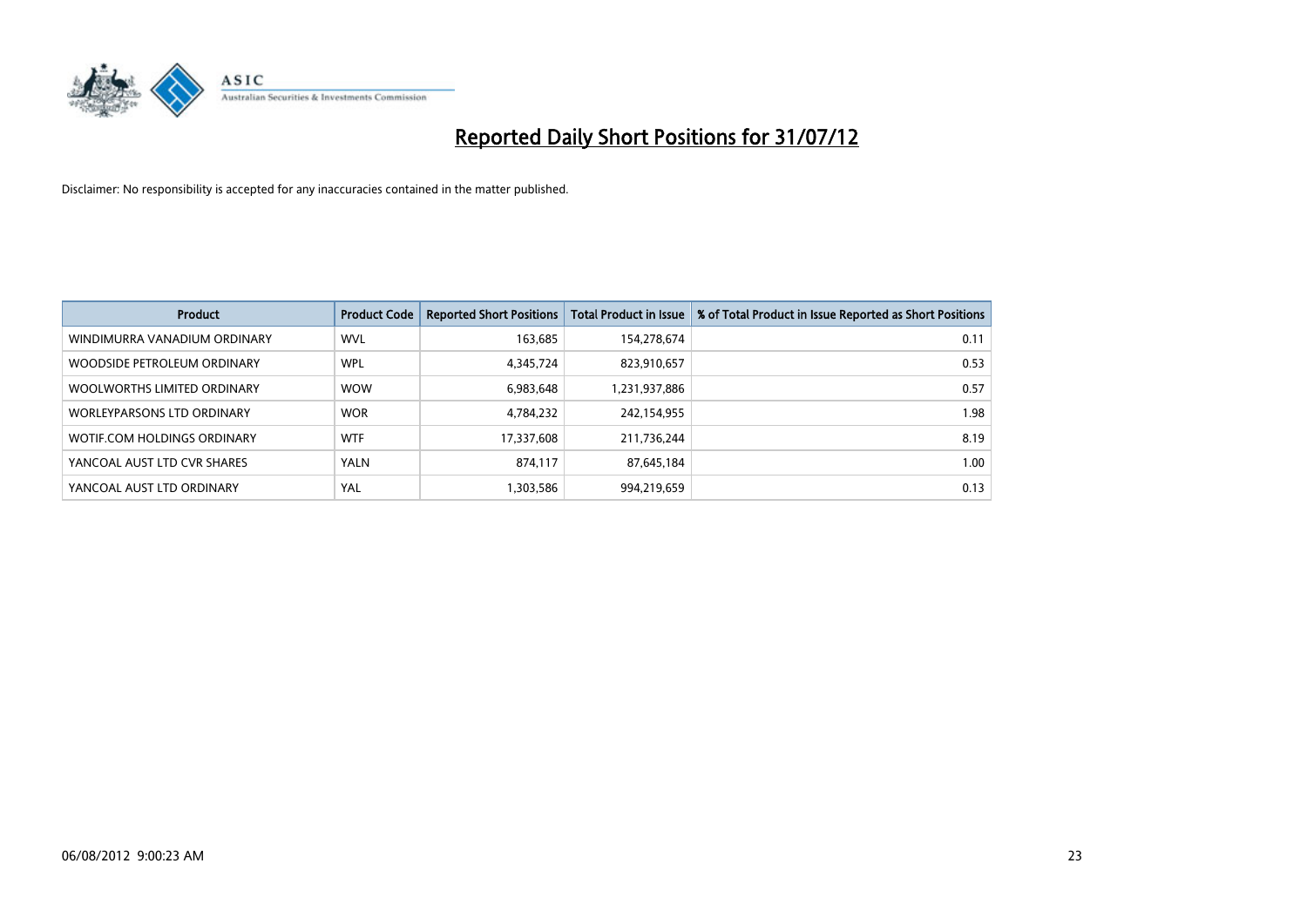# Reported Daily Short Positions for 31/07/12

Disclaimer: No responsibility is accepted for any inaccuracies contained in the matter published.

| Product | Product Code | Reported Short Positions | Total Product in Issue | % of Total Product in Issue Reported as Short Positions |
|---|---|---|---|---|
| WINDIMURRA VANADIUM ORDINARY | WVL | 163,685 | 154,278,674 | 0.11 |
| WOODSIDE PETROLEUM ORDINARY | WPL | 4,345,724 | 823,910,657 | 0.53 |
| WOOLWORTHS LIMITED ORDINARY | WOW | 6,983,648 | 1,231,937,886 | 0.57 |
| WORLEYPARSONS LTD ORDINARY | WOR | 4,784,232 | 242,154,955 | 1.98 |
| WOTIF.COM HOLDINGS ORDINARY | WTF | 17,337,608 | 211,736,244 | 8.19 |
| YANCOAL AUST LTD CVR SHARES | YALN | 874,117 | 87,645,184 | 1.00 |
| YANCOAL AUST LTD ORDINARY | YAL | 1,303,586 | 994,219,659 | 0.13 |

06/08/2012 9:00:23 AM